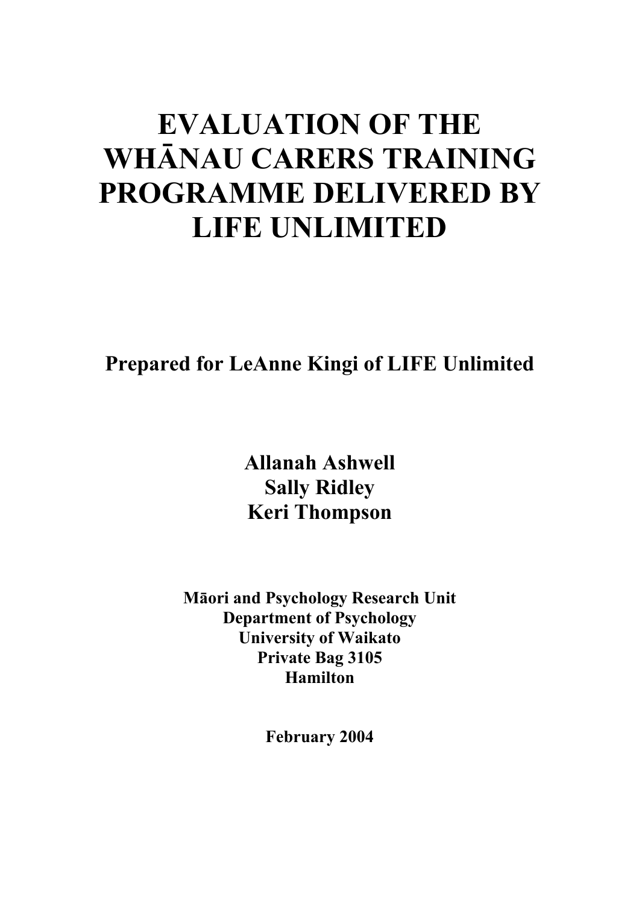# EVALUATION OF THE WHĀNAU CARERS TRAINING PROGRAMME DELIVERED BY LIFE UNLIMITED

**Prepared for LeAnne Kingi of LIFE Unlimited**

**Allanah Ashwell**
**Sally Ridley**
**Keri Thompson**

**Māori and Psychology Research Unit**
**Department of Psychology**
**University of Waikato**
**Private Bag 3105**
**Hamilton**

**February 2004**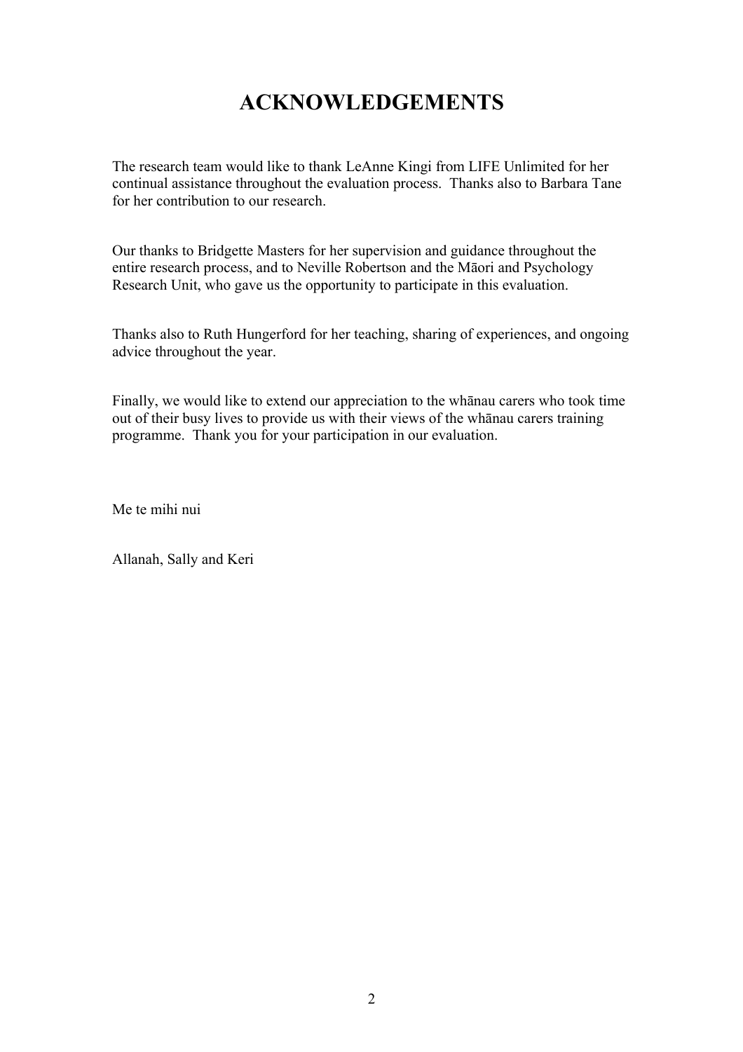# ACKNOWLEDGEMENTS

The research team would like to thank LeAnne Kingi from LIFE Unlimited for her continual assistance throughout the evaluation process. Thanks also to Barbara Tane for her contribution to our research.

Our thanks to Bridgette Masters for her supervision and guidance throughout the entire research process, and to Neville Robertson and the Māori and Psychology Research Unit, who gave us the opportunity to participate in this evaluation.

Thanks also to Ruth Hungerford for her teaching, sharing of experiences, and ongoing advice throughout the year.

Finally, we would like to extend our appreciation to the whānau carers who took time out of their busy lives to provide us with their views of the whānau carers training programme. Thank you for your participation in our evaluation.

Me te mihi nui

Allanah, Sally and Keri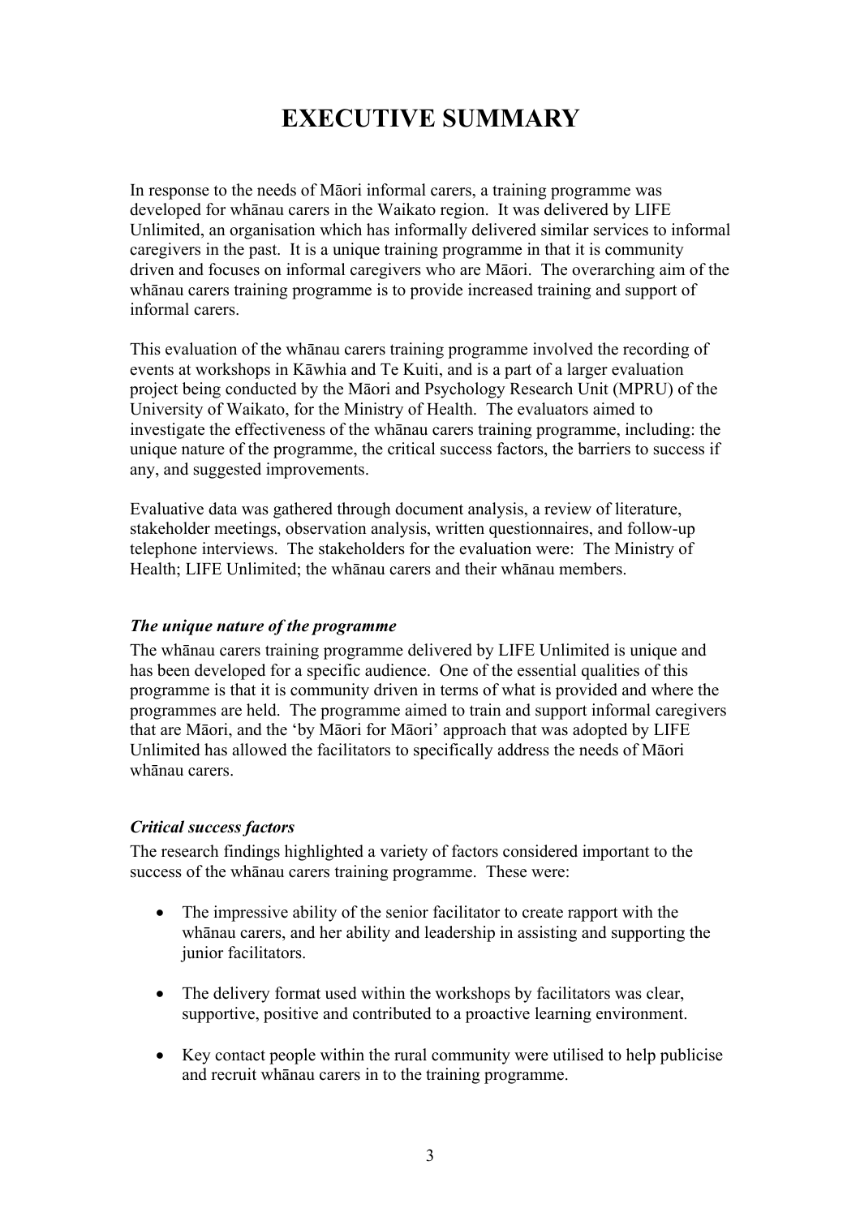# EXECUTIVE SUMMARY

In response to the needs of Māori informal carers, a training programme was developed for whānau carers in the Waikato region. It was delivered by LIFE Unlimited, an organisation which has informally delivered similar services to informal caregivers in the past. It is a unique training programme in that it is community driven and focuses on informal caregivers who are Māori. The overarching aim of the whānau carers training programme is to provide increased training and support of informal carers.

This evaluation of the whānau carers training programme involved the recording of events at workshops in Kāwhia and Te Kuiti, and is a part of a larger evaluation project being conducted by the Māori and Psychology Research Unit (MPRU) of the University of Waikato, for the Ministry of Health. The evaluators aimed to investigate the effectiveness of the whānau carers training programme, including: the unique nature of the programme, the critical success factors, the barriers to success if any, and suggested improvements.

Evaluative data was gathered through document analysis, a review of literature, stakeholder meetings, observation analysis, written questionnaires, and follow-up telephone interviews. The stakeholders for the evaluation were: The Ministry of Health; LIFE Unlimited; the whānau carers and their whānau members.

### *The unique nature of the programme*

The whānau carers training programme delivered by LIFE Unlimited is unique and has been developed for a specific audience. One of the essential qualities of this programme is that it is community driven in terms of what is provided and where the programmes are held. The programme aimed to train and support informal caregivers that are Māori, and the 'by Māori for Māori' approach that was adopted by LIFE Unlimited has allowed the facilitators to specifically address the needs of Māori whānau carers.

### *Critical success factors*

The research findings highlighted a variety of factors considered important to the success of the whānau carers training programme. These were:

- The impressive ability of the senior facilitator to create rapport with the whānau carers, and her ability and leadership in assisting and supporting the junior facilitators.

- The delivery format used within the workshops by facilitators was clear, supportive, positive and contributed to a proactive learning environment.

- Key contact people within the rural community were utilised to help publicise and recruit whānau carers in to the training programme.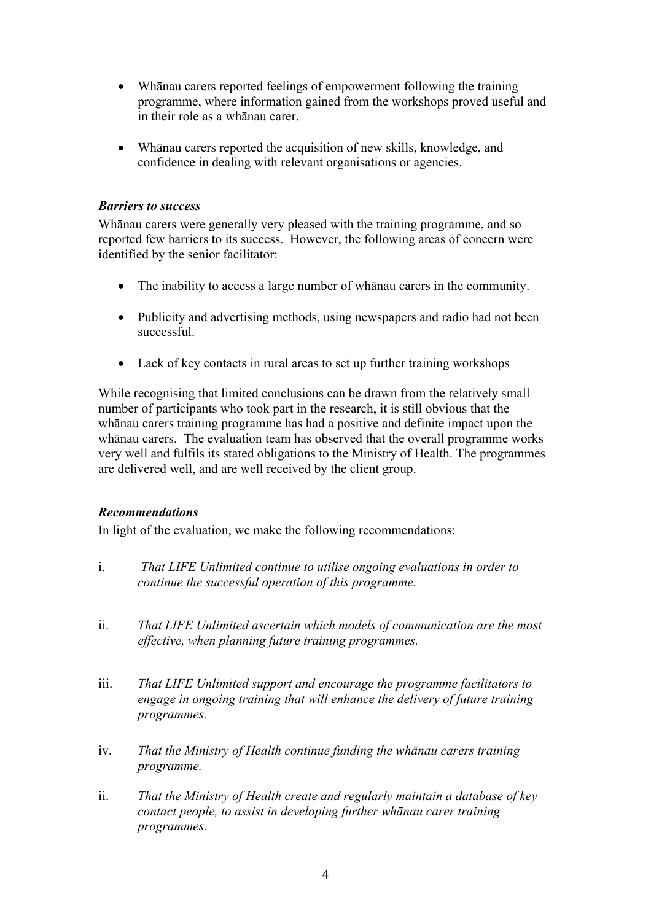- Whānau carers reported feelings of empowerment following the training programme, where information gained from the workshops proved useful and in their role as a whānau carer.

- Whānau carers reported the acquisition of new skills, knowledge, and confidence in dealing with relevant organisations or agencies.

***Barriers to success***

Whānau carers were generally very pleased with the training programme, and so reported few barriers to its success. However, the following areas of concern were identified by the senior facilitator:

- The inability to access a large number of whānau carers in the community.

- Publicity and advertising methods, using newspapers and radio had not been successful.

- Lack of key contacts in rural areas to set up further training workshops

While recognising that limited conclusions can be drawn from the relatively small number of participants who took part in the research, it is still obvious that the whānau carers training programme has had a positive and definite impact upon the whānau carers. The evaluation team has observed that the overall programme works very well and fulfils its stated obligations to the Ministry of Health. The programmes are delivered well, and are well received by the client group.

***Recommendations***

In light of the evaluation, we make the following recommendations:

i. *That LIFE Unlimited continue to utilise ongoing evaluations in order to continue the successful operation of this programme.*

ii. *That LIFE Unlimited ascertain which models of communication are the most effective, when planning future training programmes.*

iii. *That LIFE Unlimited support and encourage the programme facilitators to engage in ongoing training that will enhance the delivery of future training programmes.*

iv. *That the Ministry of Health continue funding the whānau carers training programme.*

ii. *That the Ministry of Health create and regularly maintain a database of key contact people, to assist in developing further whānau carer training programmes.*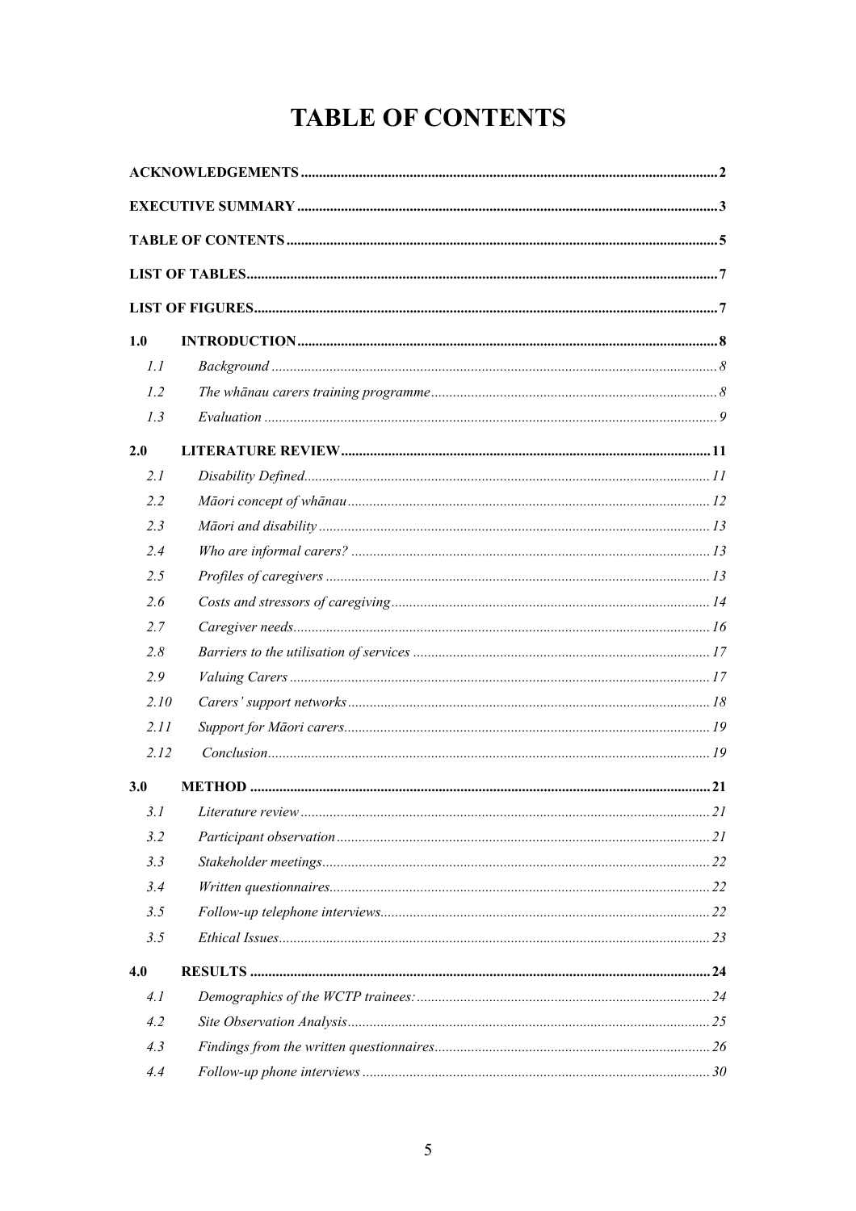# TABLE OF CONTENTS

**ACKNOWLEDGEMENTS** .......... 2

**EXECUTIVE SUMMARY** .......... 3

**TABLE OF CONTENTS** .......... 5

**LIST OF TABLES** .......... 7

**LIST OF FIGURES** .......... 7

**1.0 INTRODUCTION** .......... 8

- *1.1 Background* .......... 8
- *1.2 The whānau carers training programme* .......... 8
- *1.3 Evaluation* .......... 9

**2.0 LITERATURE REVIEW** .......... 11

- *2.1 Disability Defined* .......... 11
- *2.2 Māori concept of whānau* .......... 12
- *2.3 Māori and disability* .......... 13
- *2.4 Who are informal carers?* .......... 13
- *2.5 Profiles of caregivers* .......... 13
- *2.6 Costs and stressors of caregiving* .......... 14
- *2.7 Caregiver needs* .......... 16
- *2.8 Barriers to the utilisation of services* .......... 17
- *2.9 Valuing Carers* .......... 17
- *2.10 Carers' support networks* .......... 18
- *2.11 Support for Māori carers* .......... 19
- *2.12 Conclusion* .......... 19

**3.0 METHOD** .......... 21

- *3.1 Literature review* .......... 21
- *3.2 Participant observation* .......... 21
- *3.3 Stakeholder meetings* .......... 22
- *3.4 Written questionnaires* .......... 22
- *3.5 Follow-up telephone interviews* .......... 22
- *3.5 Ethical Issues* .......... 23

**4.0 RESULTS** .......... 24

- *4.1 Demographics of the WCTP trainees:* .......... 24
- *4.2 Site Observation Analysis* .......... 25
- *4.3 Findings from the written questionnaires* .......... 26
- *4.4 Follow-up phone interviews* .......... 30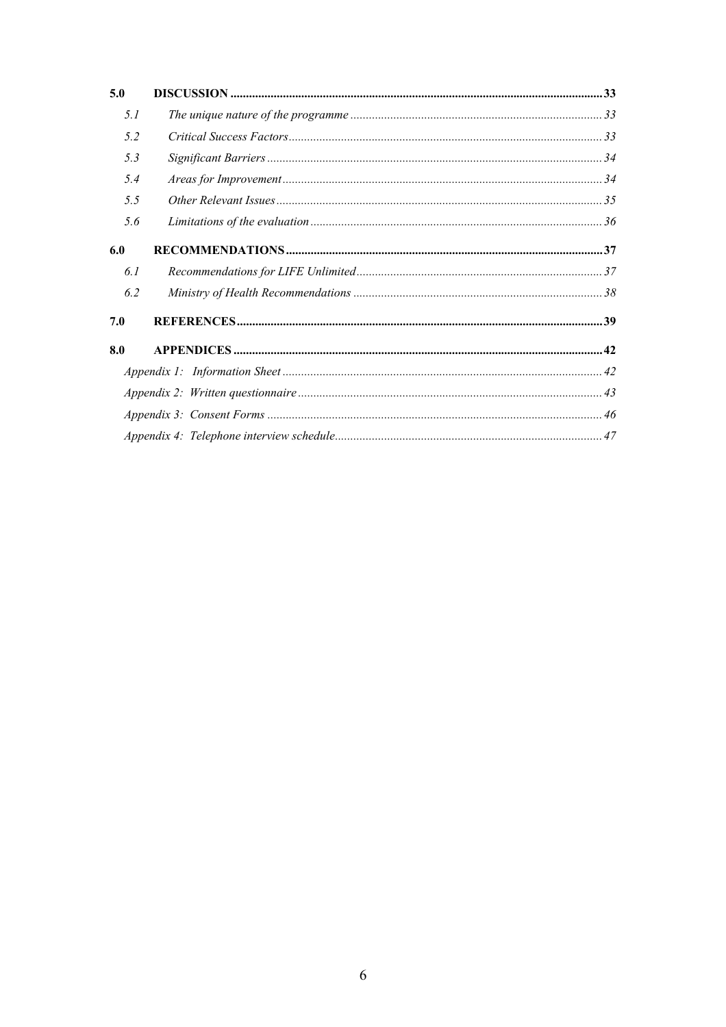| | | |
|---|---|---|
| **5.0** | **DISCUSSION** | **33** |
| *5.1* | *The unique nature of the programme* | *33* |
| *5.2* | *Critical Success Factors* | *33* |
| *5.3* | *Significant Barriers* | *34* |
| *5.4* | *Areas for Improvement* | *34* |
| *5.5* | *Other Relevant Issues* | *35* |
| *5.6* | *Limitations of the evaluation* | *36* |
| **6.0** | **RECOMMENDATIONS** | **37** |
| *6.1* | *Recommendations for LIFE Unlimited* | *37* |
| *6.2* | *Ministry of Health Recommendations* | *38* |
| **7.0** | **REFERENCES** | **39** |
| **8.0** | **APPENDICES** | **42** |
| | *Appendix 1: Information Sheet* | *42* |
| | *Appendix 2: Written questionnaire* | *43* |
| | *Appendix 3: Consent Forms* | *46* |
| | *Appendix 4: Telephone interview schedule* | *47* |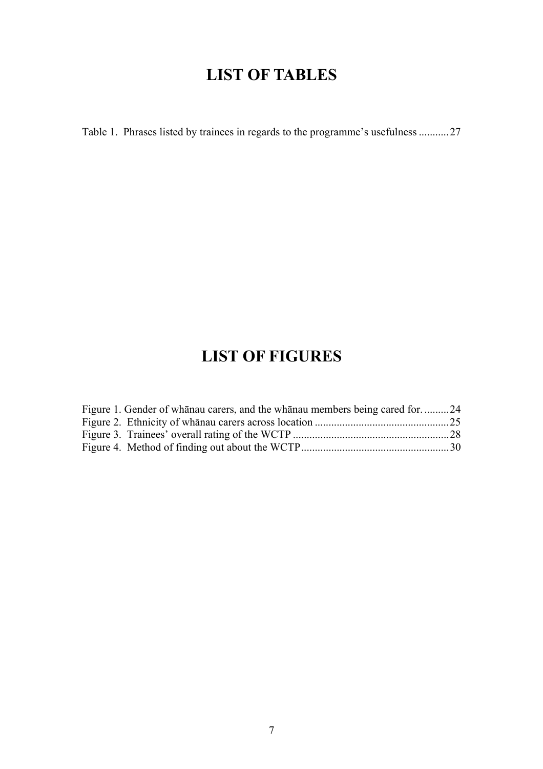# LIST OF TABLES

Table 1. Phrases listed by trainees in regards to the programme's usefulness ........... 27

# LIST OF FIGURES

Figure 1. Gender of whānau carers, and the whānau members being cared for. ......... 24
Figure 2. Ethnicity of whānau carers across location ................................................. 25
Figure 3. Trainees' overall rating of the WCTP ......................................................... 28
Figure 4. Method of finding out about the WCTP ...................................................... 30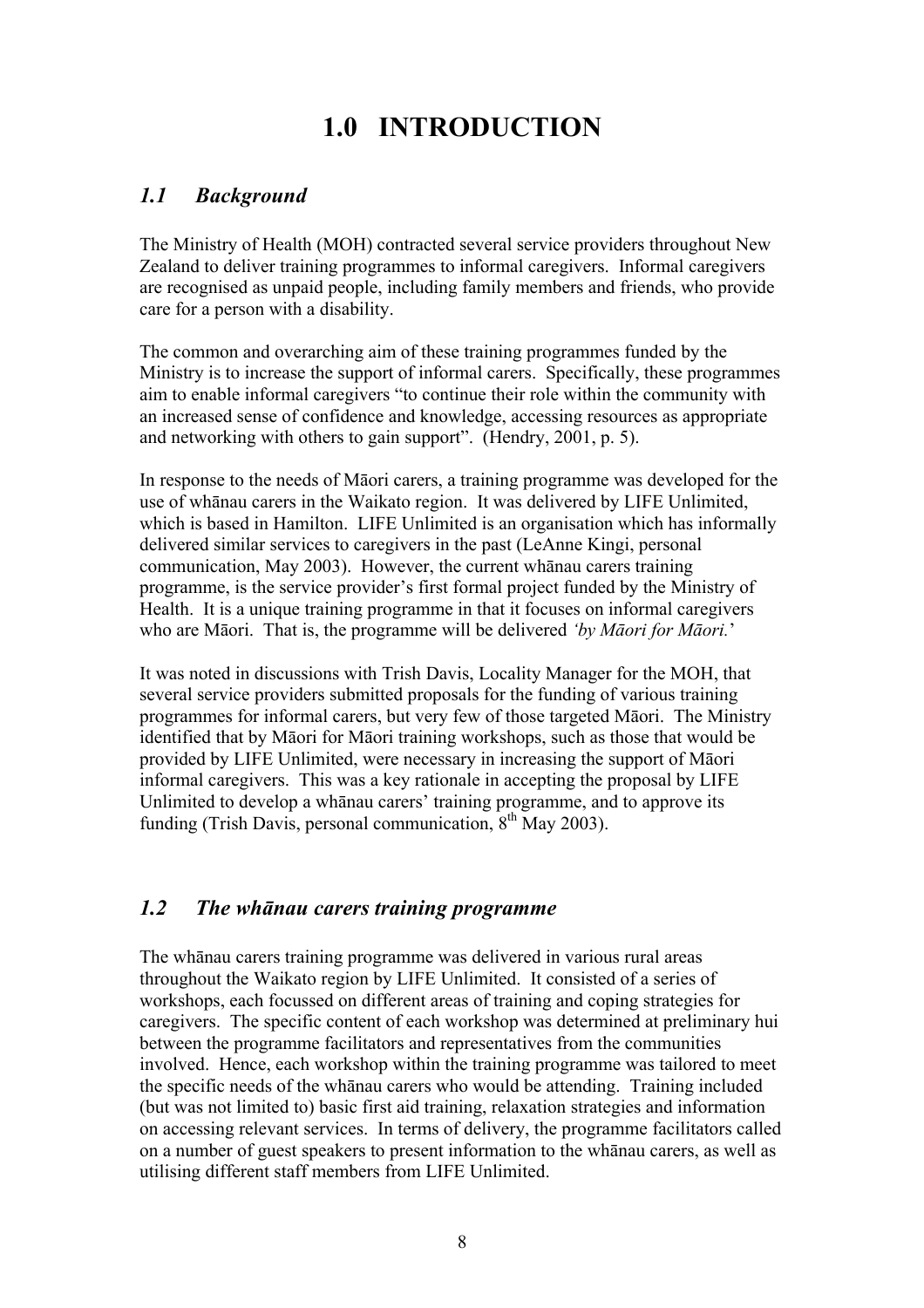# 1.0 INTRODUCTION

## *1.1 Background*

The Ministry of Health (MOH) contracted several service providers throughout New Zealand to deliver training programmes to informal caregivers. Informal caregivers are recognised as unpaid people, including family members and friends, who provide care for a person with a disability.

The common and overarching aim of these training programmes funded by the Ministry is to increase the support of informal carers. Specifically, these programmes aim to enable informal caregivers "to continue their role within the community with an increased sense of confidence and knowledge, accessing resources as appropriate and networking with others to gain support". (Hendry, 2001, p. 5).

In response to the needs of Māori carers, a training programme was developed for the use of whānau carers in the Waikato region. It was delivered by LIFE Unlimited, which is based in Hamilton. LIFE Unlimited is an organisation which has informally delivered similar services to caregivers in the past (LeAnne Kingi, personal communication, May 2003). However, the current whānau carers training programme, is the service provider's first formal project funded by the Ministry of Health. It is a unique training programme in that it focuses on informal caregivers who are Māori. That is, the programme will be delivered *'by Māori for Māori.'*

It was noted in discussions with Trish Davis, Locality Manager for the MOH, that several service providers submitted proposals for the funding of various training programmes for informal carers, but very few of those targeted Māori. The Ministry identified that by Māori for Māori training workshops, such as those that would be provided by LIFE Unlimited, were necessary in increasing the support of Māori informal caregivers. This was a key rationale in accepting the proposal by LIFE Unlimited to develop a whānau carers' training programme, and to approve its funding (Trish Davis, personal communication, 8th May 2003).

## *1.2 The whānau carers training programme*

The whānau carers training programme was delivered in various rural areas throughout the Waikato region by LIFE Unlimited. It consisted of a series of workshops, each focussed on different areas of training and coping strategies for caregivers. The specific content of each workshop was determined at preliminary hui between the programme facilitators and representatives from the communities involved. Hence, each workshop within the training programme was tailored to meet the specific needs of the whānau carers who would be attending. Training included (but was not limited to) basic first aid training, relaxation strategies and information on accessing relevant services. In terms of delivery, the programme facilitators called on a number of guest speakers to present information to the whānau carers, as well as utilising different staff members from LIFE Unlimited.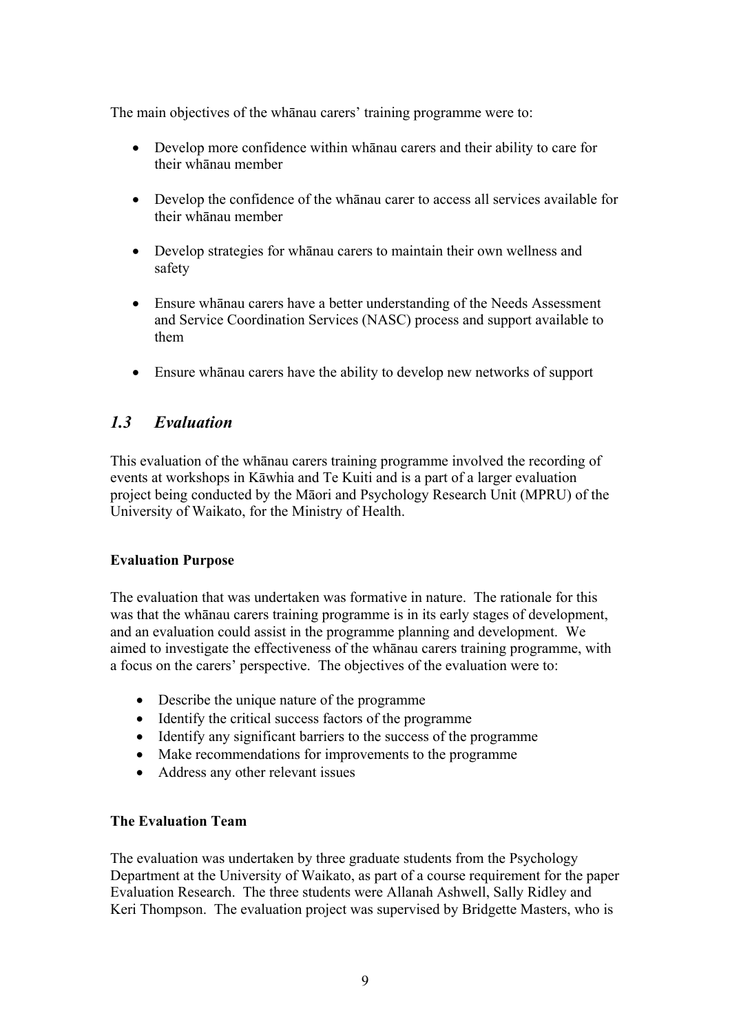The main objectives of the whānau carers' training programme were to:

- Develop more confidence within whānau carers and their ability to care for their whānau member
- Develop the confidence of the whānau carer to access all services available for their whānau member
- Develop strategies for whānau carers to maintain their own wellness and safety
- Ensure whānau carers have a better understanding of the Needs Assessment and Service Coordination Services (NASC) process and support available to them
- Ensure whānau carers have the ability to develop new networks of support

## *1.3 Evaluation*

This evaluation of the whānau carers training programme involved the recording of events at workshops in Kāwhia and Te Kuiti and is a part of a larger evaluation project being conducted by the Māori and Psychology Research Unit (MPRU) of the University of Waikato, for the Ministry of Health.

**Evaluation Purpose**

The evaluation that was undertaken was formative in nature. The rationale for this was that the whānau carers training programme is in its early stages of development, and an evaluation could assist in the programme planning and development. We aimed to investigate the effectiveness of the whānau carers training programme, with a focus on the carers' perspective. The objectives of the evaluation were to:

- Describe the unique nature of the programme
- Identify the critical success factors of the programme
- Identify any significant barriers to the success of the programme
- Make recommendations for improvements to the programme
- Address any other relevant issues

**The Evaluation Team**

The evaluation was undertaken by three graduate students from the Psychology Department at the University of Waikato, as part of a course requirement for the paper Evaluation Research. The three students were Allanah Ashwell, Sally Ridley and Keri Thompson. The evaluation project was supervised by Bridgette Masters, who is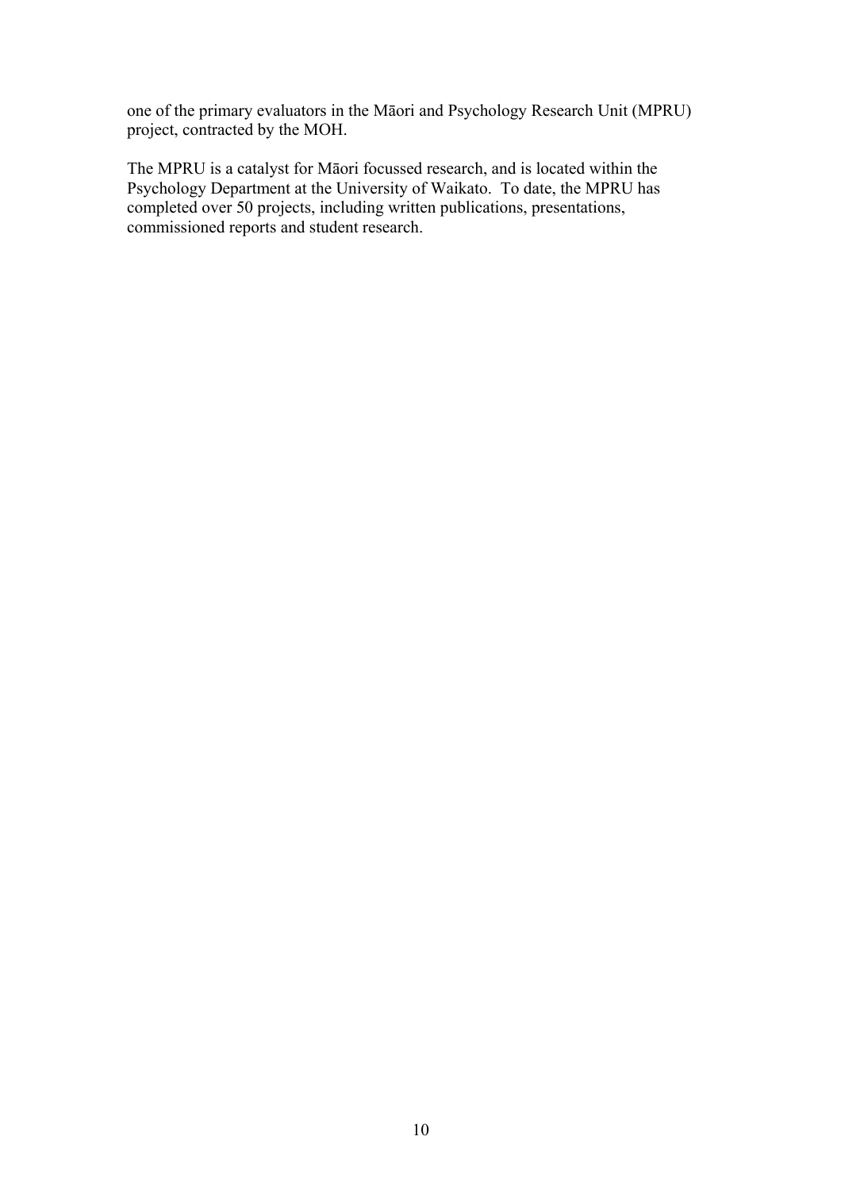one of the primary evaluators in the Māori and Psychology Research Unit (MPRU) project, contracted by the MOH.

The MPRU is a catalyst for Māori focussed research, and is located within the Psychology Department at the University of Waikato. To date, the MPRU has completed over 50 projects, including written publications, presentations, commissioned reports and student research.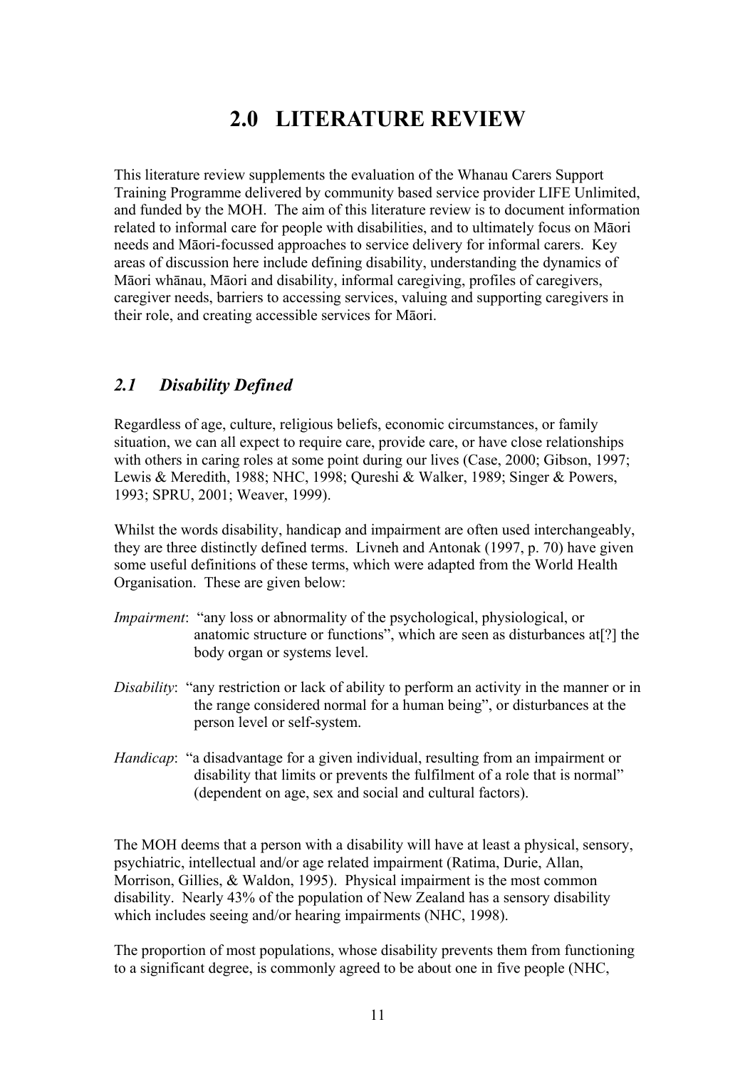# 2.0 LITERATURE REVIEW

This literature review supplements the evaluation of the Whanau Carers Support Training Programme delivered by community based service provider LIFE Unlimited, and funded by the MOH. The aim of this literature review is to document information related to informal care for people with disabilities, and to ultimately focus on Māori needs and Māori-focussed approaches to service delivery for informal carers. Key areas of discussion here include defining disability, understanding the dynamics of Māori whānau, Māori and disability, informal caregiving, profiles of caregivers, caregiver needs, barriers to accessing services, valuing and supporting caregivers in their role, and creating accessible services for Māori.

## *2.1 Disability Defined*

Regardless of age, culture, religious beliefs, economic circumstances, or family situation, we can all expect to require care, provide care, or have close relationships with others in caring roles at some point during our lives (Case, 2000; Gibson, 1997; Lewis & Meredith, 1988; NHC, 1998; Qureshi & Walker, 1989; Singer & Powers, 1993; SPRU, 2001; Weaver, 1999).

Whilst the words disability, handicap and impairment are often used interchangeably, they are three distinctly defined terms. Livneh and Antonak (1997, p. 70) have given some useful definitions of these terms, which were adapted from the World Health Organisation. These are given below:

*Impairment*: "any loss or abnormality of the psychological, physiological, or anatomic structure or functions", which are seen as disturbances at[?] the body organ or systems level.

*Disability*: "any restriction or lack of ability to perform an activity in the manner or in the range considered normal for a human being", or disturbances at the person level or self-system.

*Handicap*: "a disadvantage for a given individual, resulting from an impairment or disability that limits or prevents the fulfilment of a role that is normal" (dependent on age, sex and social and cultural factors).

The MOH deems that a person with a disability will have at least a physical, sensory, psychiatric, intellectual and/or age related impairment (Ratima, Durie, Allan, Morrison, Gillies, & Waldon, 1995). Physical impairment is the most common disability. Nearly 43% of the population of New Zealand has a sensory disability which includes seeing and/or hearing impairments (NHC, 1998).

The proportion of most populations, whose disability prevents them from functioning to a significant degree, is commonly agreed to be about one in five people (NHC,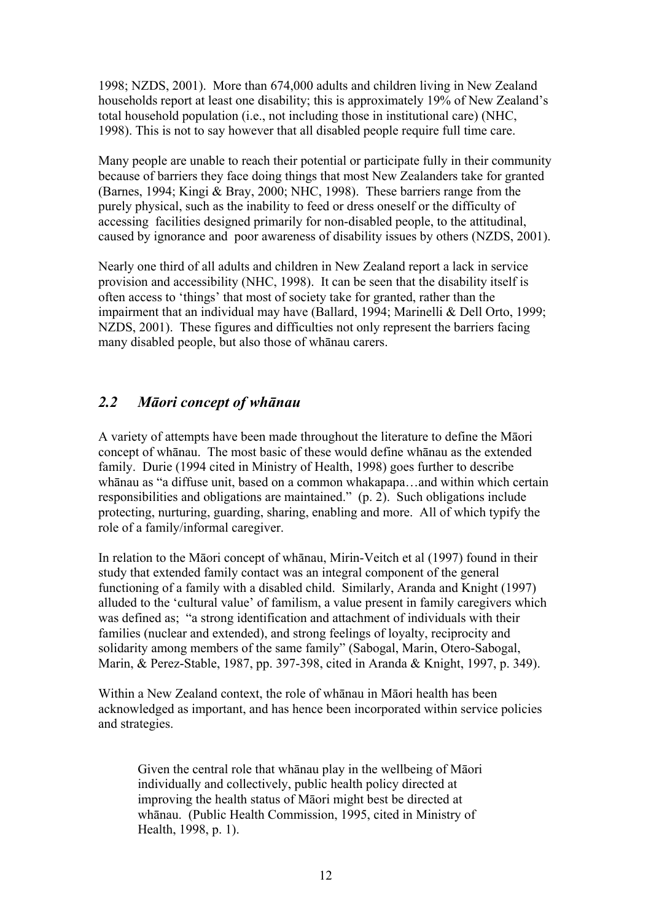1998; NZDS, 2001). More than 674,000 adults and children living in New Zealand households report at least one disability; this is approximately 19% of New Zealand's total household population (i.e., not including those in institutional care) (NHC, 1998). This is not to say however that all disabled people require full time care.

Many people are unable to reach their potential or participate fully in their community because of barriers they face doing things that most New Zealanders take for granted (Barnes, 1994; Kingi & Bray, 2000; NHC, 1998). These barriers range from the purely physical, such as the inability to feed or dress oneself or the difficulty of accessing facilities designed primarily for non-disabled people, to the attitudinal, caused by ignorance and poor awareness of disability issues by others (NZDS, 2001).

Nearly one third of all adults and children in New Zealand report a lack in service provision and accessibility (NHC, 1998). It can be seen that the disability itself is often access to 'things' that most of society take for granted, rather than the impairment that an individual may have (Ballard, 1994; Marinelli & Dell Orto, 1999; NZDS, 2001). These figures and difficulties not only represent the barriers facing many disabled people, but also those of whānau carers.

## *2.2 Māori concept of whānau*

A variety of attempts have been made throughout the literature to define the Māori concept of whānau. The most basic of these would define whānau as the extended family. Durie (1994 cited in Ministry of Health, 1998) goes further to describe whānau as "a diffuse unit, based on a common whakapapa…and within which certain responsibilities and obligations are maintained." (p. 2). Such obligations include protecting, nurturing, guarding, sharing, enabling and more. All of which typify the role of a family/informal caregiver.

In relation to the Māori concept of whānau, Mirin-Veitch et al (1997) found in their study that extended family contact was an integral component of the general functioning of a family with a disabled child. Similarly, Aranda and Knight (1997) alluded to the 'cultural value' of familism, a value present in family caregivers which was defined as; "a strong identification and attachment of individuals with their families (nuclear and extended), and strong feelings of loyalty, reciprocity and solidarity among members of the same family" (Sabogal, Marin, Otero-Sabogal, Marin, & Perez-Stable, 1987, pp. 397-398, cited in Aranda & Knight, 1997, p. 349).

Within a New Zealand context, the role of whānau in Māori health has been acknowledged as important, and has hence been incorporated within service policies and strategies.

> Given the central role that whānau play in the wellbeing of Māori individually and collectively, public health policy directed at improving the health status of Māori might best be directed at whānau. (Public Health Commission, 1995, cited in Ministry of Health, 1998, p. 1).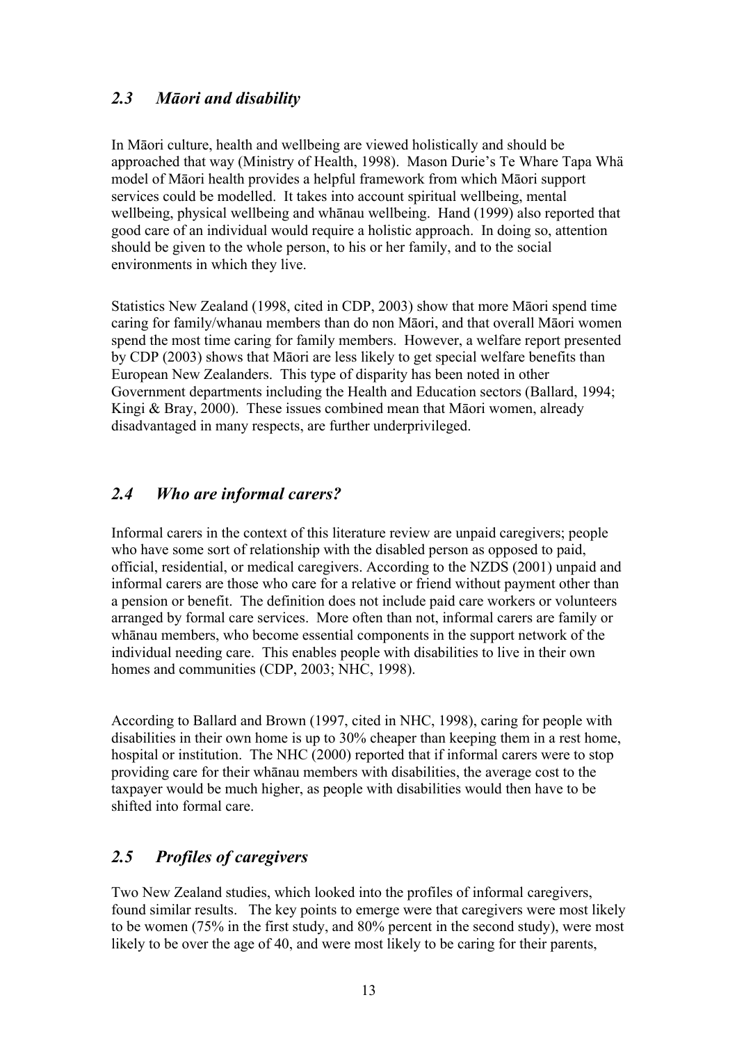## *2.3 Māori and disability*

In Māori culture, health and wellbeing are viewed holistically and should be approached that way (Ministry of Health, 1998). Mason Durie's Te Whare Tapa Whä model of Māori health provides a helpful framework from which Māori support services could be modelled. It takes into account spiritual wellbeing, mental wellbeing, physical wellbeing and whānau wellbeing. Hand (1999) also reported that good care of an individual would require a holistic approach. In doing so, attention should be given to the whole person, to his or her family, and to the social environments in which they live.

Statistics New Zealand (1998, cited in CDP, 2003) show that more Māori spend time caring for family/whanau members than do non Māori, and that overall Māori women spend the most time caring for family members. However, a welfare report presented by CDP (2003) shows that Māori are less likely to get special welfare benefits than European New Zealanders. This type of disparity has been noted in other Government departments including the Health and Education sectors (Ballard, 1994; Kingi & Bray, 2000). These issues combined mean that Māori women, already disadvantaged in many respects, are further underprivileged.

## *2.4 Who are informal carers?*

Informal carers in the context of this literature review are unpaid caregivers; people who have some sort of relationship with the disabled person as opposed to paid, official, residential, or medical caregivers. According to the NZDS (2001) unpaid and informal carers are those who care for a relative or friend without payment other than a pension or benefit. The definition does not include paid care workers or volunteers arranged by formal care services. More often than not, informal carers are family or whānau members, who become essential components in the support network of the individual needing care. This enables people with disabilities to live in their own homes and communities (CDP, 2003; NHC, 1998).

According to Ballard and Brown (1997, cited in NHC, 1998), caring for people with disabilities in their own home is up to 30% cheaper than keeping them in a rest home, hospital or institution. The NHC (2000) reported that if informal carers were to stop providing care for their whānau members with disabilities, the average cost to the taxpayer would be much higher, as people with disabilities would then have to be shifted into formal care.

## *2.5 Profiles of caregivers*

Two New Zealand studies, which looked into the profiles of informal caregivers, found similar results. The key points to emerge were that caregivers were most likely to be women (75% in the first study, and 80% percent in the second study), were most likely to be over the age of 40, and were most likely to be caring for their parents,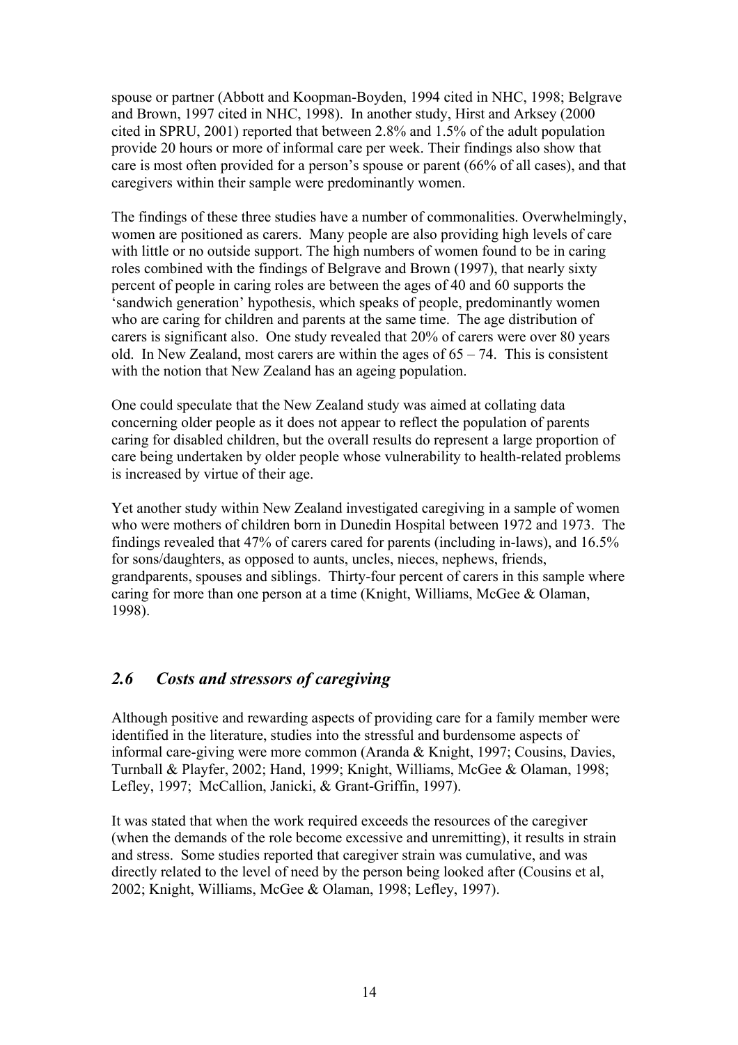spouse or partner (Abbott and Koopman-Boyden, 1994 cited in NHC, 1998; Belgrave and Brown, 1997 cited in NHC, 1998). In another study, Hirst and Arksey (2000 cited in SPRU, 2001) reported that between 2.8% and 1.5% of the adult population provide 20 hours or more of informal care per week. Their findings also show that care is most often provided for a person's spouse or parent (66% of all cases), and that caregivers within their sample were predominantly women.

The findings of these three studies have a number of commonalities. Overwhelmingly, women are positioned as carers. Many people are also providing high levels of care with little or no outside support. The high numbers of women found to be in caring roles combined with the findings of Belgrave and Brown (1997), that nearly sixty percent of people in caring roles are between the ages of 40 and 60 supports the 'sandwich generation' hypothesis, which speaks of people, predominantly women who are caring for children and parents at the same time. The age distribution of carers is significant also. One study revealed that 20% of carers were over 80 years old. In New Zealand, most carers are within the ages of 65 – 74. This is consistent with the notion that New Zealand has an ageing population.

One could speculate that the New Zealand study was aimed at collating data concerning older people as it does not appear to reflect the population of parents caring for disabled children, but the overall results do represent a large proportion of care being undertaken by older people whose vulnerability to health-related problems is increased by virtue of their age.

Yet another study within New Zealand investigated caregiving in a sample of women who were mothers of children born in Dunedin Hospital between 1972 and 1973. The findings revealed that 47% of carers cared for parents (including in-laws), and 16.5% for sons/daughters, as opposed to aunts, uncles, nieces, nephews, friends, grandparents, spouses and siblings. Thirty-four percent of carers in this sample where caring for more than one person at a time (Knight, Williams, McGee & Olaman, 1998).

## *2.6 Costs and stressors of caregiving*

Although positive and rewarding aspects of providing care for a family member were identified in the literature, studies into the stressful and burdensome aspects of informal care-giving were more common (Aranda & Knight, 1997; Cousins, Davies, Turnball & Playfer, 2002; Hand, 1999; Knight, Williams, McGee & Olaman, 1998; Lefley, 1997; McCallion, Janicki, & Grant-Griffin, 1997).

It was stated that when the work required exceeds the resources of the caregiver (when the demands of the role become excessive and unremitting), it results in strain and stress. Some studies reported that caregiver strain was cumulative, and was directly related to the level of need by the person being looked after (Cousins et al, 2002; Knight, Williams, McGee & Olaman, 1998; Lefley, 1997).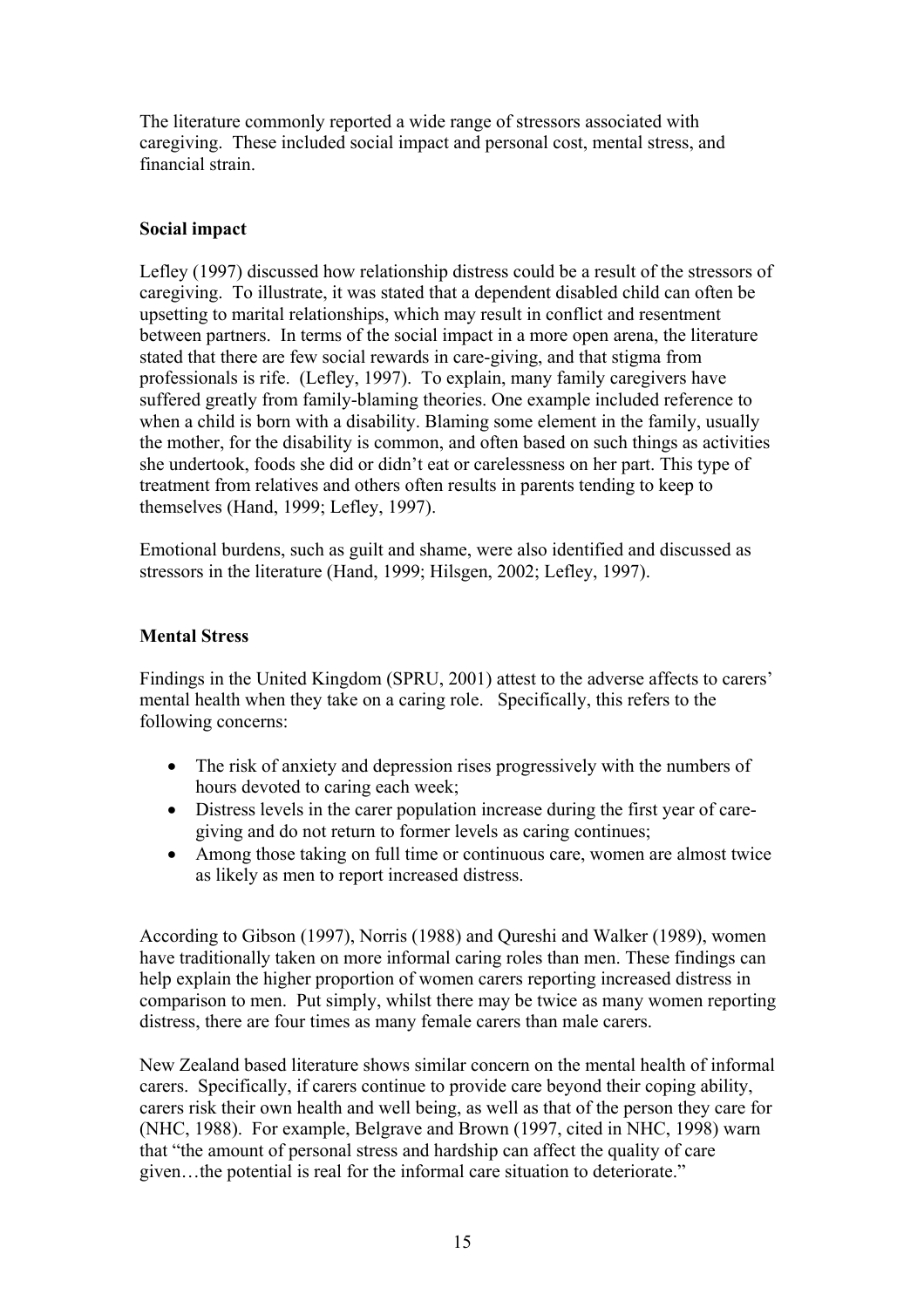The literature commonly reported a wide range of stressors associated with caregiving. These included social impact and personal cost, mental stress, and financial strain.

**Social impact**

Lefley (1997) discussed how relationship distress could be a result of the stressors of caregiving. To illustrate, it was stated that a dependent disabled child can often be upsetting to marital relationships, which may result in conflict and resentment between partners. In terms of the social impact in a more open arena, the literature stated that there are few social rewards in care-giving, and that stigma from professionals is rife. (Lefley, 1997). To explain, many family caregivers have suffered greatly from family-blaming theories. One example included reference to when a child is born with a disability. Blaming some element in the family, usually the mother, for the disability is common, and often based on such things as activities she undertook, foods she did or didn't eat or carelessness on her part. This type of treatment from relatives and others often results in parents tending to keep to themselves (Hand, 1999; Lefley, 1997).

Emotional burdens, such as guilt and shame, were also identified and discussed as stressors in the literature (Hand, 1999; Hilsgen, 2002; Lefley, 1997).

**Mental Stress**

Findings in the United Kingdom (SPRU, 2001) attest to the adverse affects to carers' mental health when they take on a caring role. Specifically, this refers to the following concerns:

- The risk of anxiety and depression rises progressively with the numbers of hours devoted to caring each week;
- Distress levels in the carer population increase during the first year of care-giving and do not return to former levels as caring continues;
- Among those taking on full time or continuous care, women are almost twice as likely as men to report increased distress.

According to Gibson (1997), Norris (1988) and Qureshi and Walker (1989), women have traditionally taken on more informal caring roles than men. These findings can help explain the higher proportion of women carers reporting increased distress in comparison to men. Put simply, whilst there may be twice as many women reporting distress, there are four times as many female carers than male carers.

New Zealand based literature shows similar concern on the mental health of informal carers. Specifically, if carers continue to provide care beyond their coping ability, carers risk their own health and well being, as well as that of the person they care for (NHC, 1988). For example, Belgrave and Brown (1997, cited in NHC, 1998) warn that "the amount of personal stress and hardship can affect the quality of care given…the potential is real for the informal care situation to deteriorate."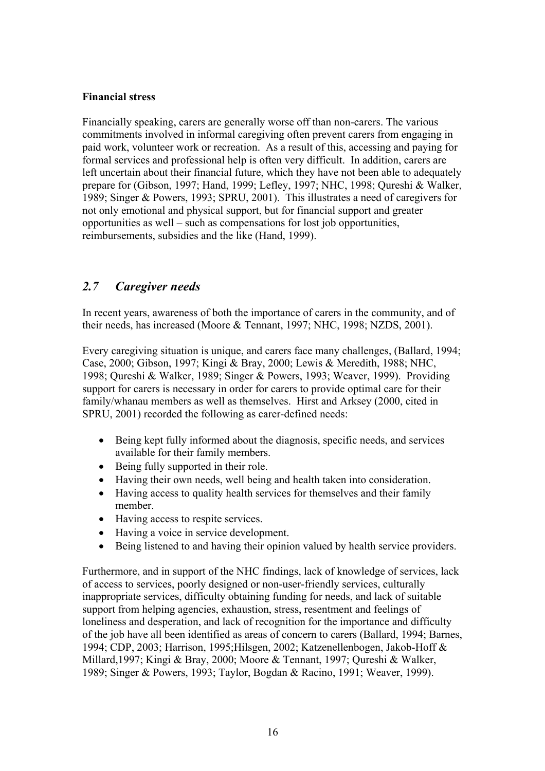**Financial stress**

Financially speaking, carers are generally worse off than non-carers. The various commitments involved in informal caregiving often prevent carers from engaging in paid work, volunteer work or recreation. As a result of this, accessing and paying for formal services and professional help is often very difficult. In addition, carers are left uncertain about their financial future, which they have not been able to adequately prepare for (Gibson, 1997; Hand, 1999; Lefley, 1997; NHC, 1998; Qureshi & Walker, 1989; Singer & Powers, 1993; SPRU, 2001). This illustrates a need of caregivers for not only emotional and physical support, but for financial support and greater opportunities as well – such as compensations for lost job opportunities, reimbursements, subsidies and the like (Hand, 1999).

## *2.7 Caregiver needs*

In recent years, awareness of both the importance of carers in the community, and of their needs, has increased (Moore & Tennant, 1997; NHC, 1998; NZDS, 2001).

Every caregiving situation is unique, and carers face many challenges, (Ballard, 1994; Case, 2000; Gibson, 1997; Kingi & Bray, 2000; Lewis & Meredith, 1988; NHC, 1998; Qureshi & Walker, 1989; Singer & Powers, 1993; Weaver, 1999). Providing support for carers is necessary in order for carers to provide optimal care for their family/whanau members as well as themselves. Hirst and Arksey (2000, cited in SPRU, 2001) recorded the following as carer-defined needs:

- Being kept fully informed about the diagnosis, specific needs, and services available for their family members.
- Being fully supported in their role.
- Having their own needs, well being and health taken into consideration.
- Having access to quality health services for themselves and their family member.
- Having access to respite services.
- Having a voice in service development.
- Being listened to and having their opinion valued by health service providers.

Furthermore, and in support of the NHC findings, lack of knowledge of services, lack of access to services, poorly designed or non-user-friendly services, culturally inappropriate services, difficulty obtaining funding for needs, and lack of suitable support from helping agencies, exhaustion, stress, resentment and feelings of loneliness and desperation, and lack of recognition for the importance and difficulty of the job have all been identified as areas of concern to carers (Ballard, 1994; Barnes, 1994; CDP, 2003; Harrison, 1995;Hilsgen, 2002; Katzenellenbogen, Jakob-Hoff & Millard,1997; Kingi & Bray, 2000; Moore & Tennant, 1997; Qureshi & Walker, 1989; Singer & Powers, 1993; Taylor, Bogdan & Racino, 1991; Weaver, 1999).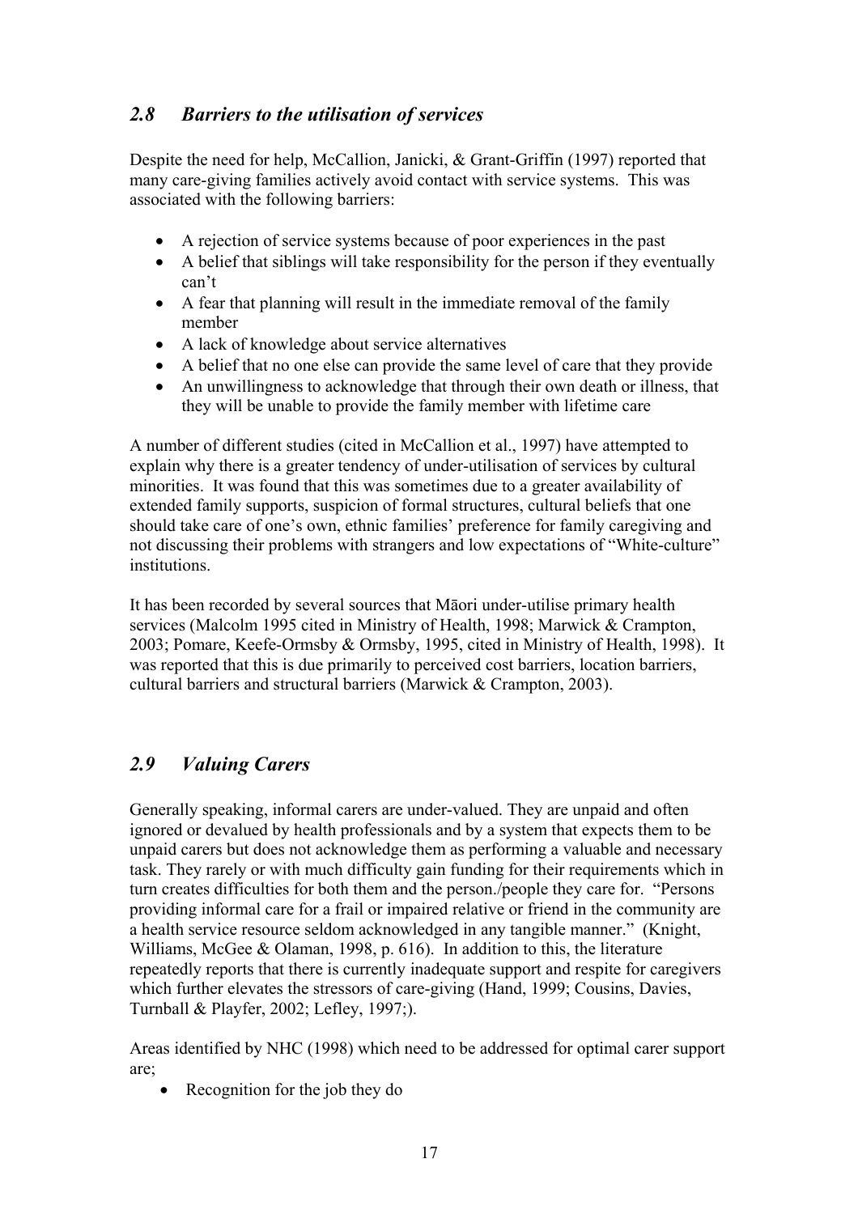## *2.8 Barriers to the utilisation of services*

Despite the need for help, McCallion, Janicki, & Grant-Griffin (1997) reported that many care-giving families actively avoid contact with service systems. This was associated with the following barriers:

- A rejection of service systems because of poor experiences in the past
- A belief that siblings will take responsibility for the person if they eventually can't
- A fear that planning will result in the immediate removal of the family member
- A lack of knowledge about service alternatives
- A belief that no one else can provide the same level of care that they provide
- An unwillingness to acknowledge that through their own death or illness, that they will be unable to provide the family member with lifetime care

A number of different studies (cited in McCallion et al., 1997) have attempted to explain why there is a greater tendency of under-utilisation of services by cultural minorities. It was found that this was sometimes due to a greater availability of extended family supports, suspicion of formal structures, cultural beliefs that one should take care of one's own, ethnic families' preference for family caregiving and not discussing their problems with strangers and low expectations of "White-culture" institutions.

It has been recorded by several sources that Māori under-utilise primary health services (Malcolm 1995 cited in Ministry of Health, 1998; Marwick & Crampton, 2003; Pomare, Keefe-Ormsby & Ormsby, 1995, cited in Ministry of Health, 1998). It was reported that this is due primarily to perceived cost barriers, location barriers, cultural barriers and structural barriers (Marwick & Crampton, 2003).

## *2.9 Valuing Carers*

Generally speaking, informal carers are under-valued. They are unpaid and often ignored or devalued by health professionals and by a system that expects them to be unpaid carers but does not acknowledge them as performing a valuable and necessary task. They rarely or with much difficulty gain funding for their requirements which in turn creates difficulties for both them and the person./people they care for. "Persons providing informal care for a frail or impaired relative or friend in the community are a health service resource seldom acknowledged in any tangible manner." (Knight, Williams, McGee & Olaman, 1998, p. 616). In addition to this, the literature repeatedly reports that there is currently inadequate support and respite for caregivers which further elevates the stressors of care-giving (Hand, 1999; Cousins, Davies, Turnball & Playfer, 2002; Lefley, 1997;).

Areas identified by NHC (1998) which need to be addressed for optimal carer support are;

- Recognition for the job they do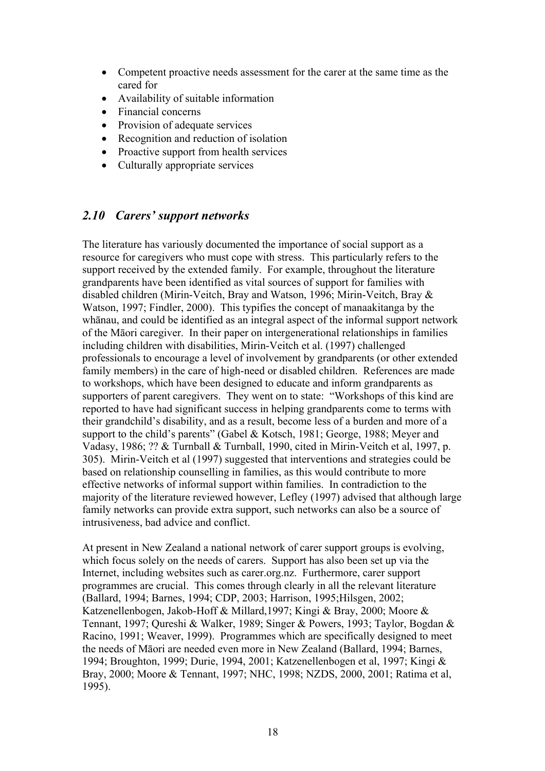- Competent proactive needs assessment for the carer at the same time as the cared for
- Availability of suitable information
- Financial concerns
- Provision of adequate services
- Recognition and reduction of isolation
- Proactive support from health services
- Culturally appropriate services

## *2.10 Carers' support networks*

The literature has variously documented the importance of social support as a resource for caregivers who must cope with stress. This particularly refers to the support received by the extended family. For example, throughout the literature grandparents have been identified as vital sources of support for families with disabled children (Mirin-Veitch, Bray and Watson, 1996; Mirin-Veitch, Bray & Watson, 1997; Findler, 2000). This typifies the concept of manaakitanga by the whānau, and could be identified as an integral aspect of the informal support network of the Māori caregiver. In their paper on intergenerational relationships in families including children with disabilities, Mirin-Veitch et al. (1997) challenged professionals to encourage a level of involvement by grandparents (or other extended family members) in the care of high-need or disabled children. References are made to workshops, which have been designed to educate and inform grandparents as supporters of parent caregivers. They went on to state: "Workshops of this kind are reported to have had significant success in helping grandparents come to terms with their grandchild's disability, and as a result, become less of a burden and more of a support to the child's parents" (Gabel & Kotsch, 1981; George, 1988; Meyer and Vadasy, 1986; ?? & Turnball & Turnball, 1990, cited in Mirin-Veitch et al, 1997, p. 305). Mirin-Veitch et al (1997) suggested that interventions and strategies could be based on relationship counselling in families, as this would contribute to more effective networks of informal support within families. In contradiction to the majority of the literature reviewed however, Lefley (1997) advised that although large family networks can provide extra support, such networks can also be a source of intrusiveness, bad advice and conflict.

At present in New Zealand a national network of carer support groups is evolving, which focus solely on the needs of carers. Support has also been set up via the Internet, including websites such as carer.org.nz. Furthermore, carer support programmes are crucial. This comes through clearly in all the relevant literature (Ballard, 1994; Barnes, 1994; CDP, 2003; Harrison, 1995;Hilsgen, 2002; Katzenellenbogen, Jakob-Hoff & Millard,1997; Kingi & Bray, 2000; Moore & Tennant, 1997; Qureshi & Walker, 1989; Singer & Powers, 1993; Taylor, Bogdan & Racino, 1991; Weaver, 1999). Programmes which are specifically designed to meet the needs of Māori are needed even more in New Zealand (Ballard, 1994; Barnes, 1994; Broughton, 1999; Durie, 1994, 2001; Katzenellenbogen et al, 1997; Kingi & Bray, 2000; Moore & Tennant, 1997; NHC, 1998; NZDS, 2000, 2001; Ratima et al, 1995).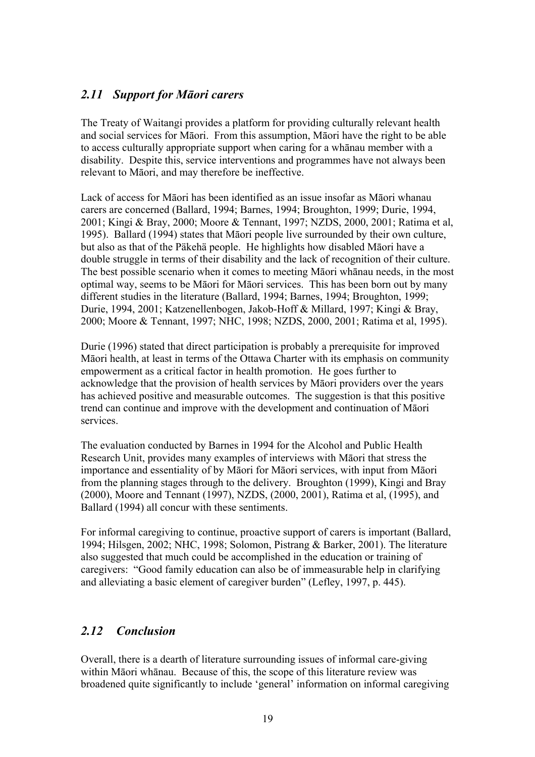## *2.11 Support for Māori carers*

The Treaty of Waitangi provides a platform for providing culturally relevant health and social services for Māori. From this assumption, Māori have the right to be able to access culturally appropriate support when caring for a whānau member with a disability. Despite this, service interventions and programmes have not always been relevant to Māori, and may therefore be ineffective.

Lack of access for Māori has been identified as an issue insofar as Māori whanau carers are concerned (Ballard, 1994; Barnes, 1994; Broughton, 1999; Durie, 1994, 2001; Kingi & Bray, 2000; Moore & Tennant, 1997; NZDS, 2000, 2001; Ratima et al, 1995). Ballard (1994) states that Māori people live surrounded by their own culture, but also as that of the Päkehä people. He highlights how disabled Māori have a double struggle in terms of their disability and the lack of recognition of their culture. The best possible scenario when it comes to meeting Māori whānau needs, in the most optimal way, seems to be Māori for Māori services. This has been born out by many different studies in the literature (Ballard, 1994; Barnes, 1994; Broughton, 1999; Durie, 1994, 2001; Katzenellenbogen, Jakob-Hoff & Millard, 1997; Kingi & Bray, 2000; Moore & Tennant, 1997; NHC, 1998; NZDS, 2000, 2001; Ratima et al, 1995).

Durie (1996) stated that direct participation is probably a prerequisite for improved Māori health, at least in terms of the Ottawa Charter with its emphasis on community empowerment as a critical factor in health promotion. He goes further to acknowledge that the provision of health services by Māori providers over the years has achieved positive and measurable outcomes. The suggestion is that this positive trend can continue and improve with the development and continuation of Māori services.

The evaluation conducted by Barnes in 1994 for the Alcohol and Public Health Research Unit, provides many examples of interviews with Māori that stress the importance and essentiality of by Māori for Māori services, with input from Māori from the planning stages through to the delivery. Broughton (1999), Kingi and Bray (2000), Moore and Tennant (1997), NZDS, (2000, 2001), Ratima et al, (1995), and Ballard (1994) all concur with these sentiments.

For informal caregiving to continue, proactive support of carers is important (Ballard, 1994; Hilsgen, 2002; NHC, 1998; Solomon, Pistrang & Barker, 2001). The literature also suggested that much could be accomplished in the education or training of caregivers: "Good family education can also be of immeasurable help in clarifying and alleviating a basic element of caregiver burden" (Lefley, 1997, p. 445).

## *2.12 Conclusion*

Overall, there is a dearth of literature surrounding issues of informal care-giving within Māori whānau. Because of this, the scope of this literature review was broadened quite significantly to include 'general' information on informal caregiving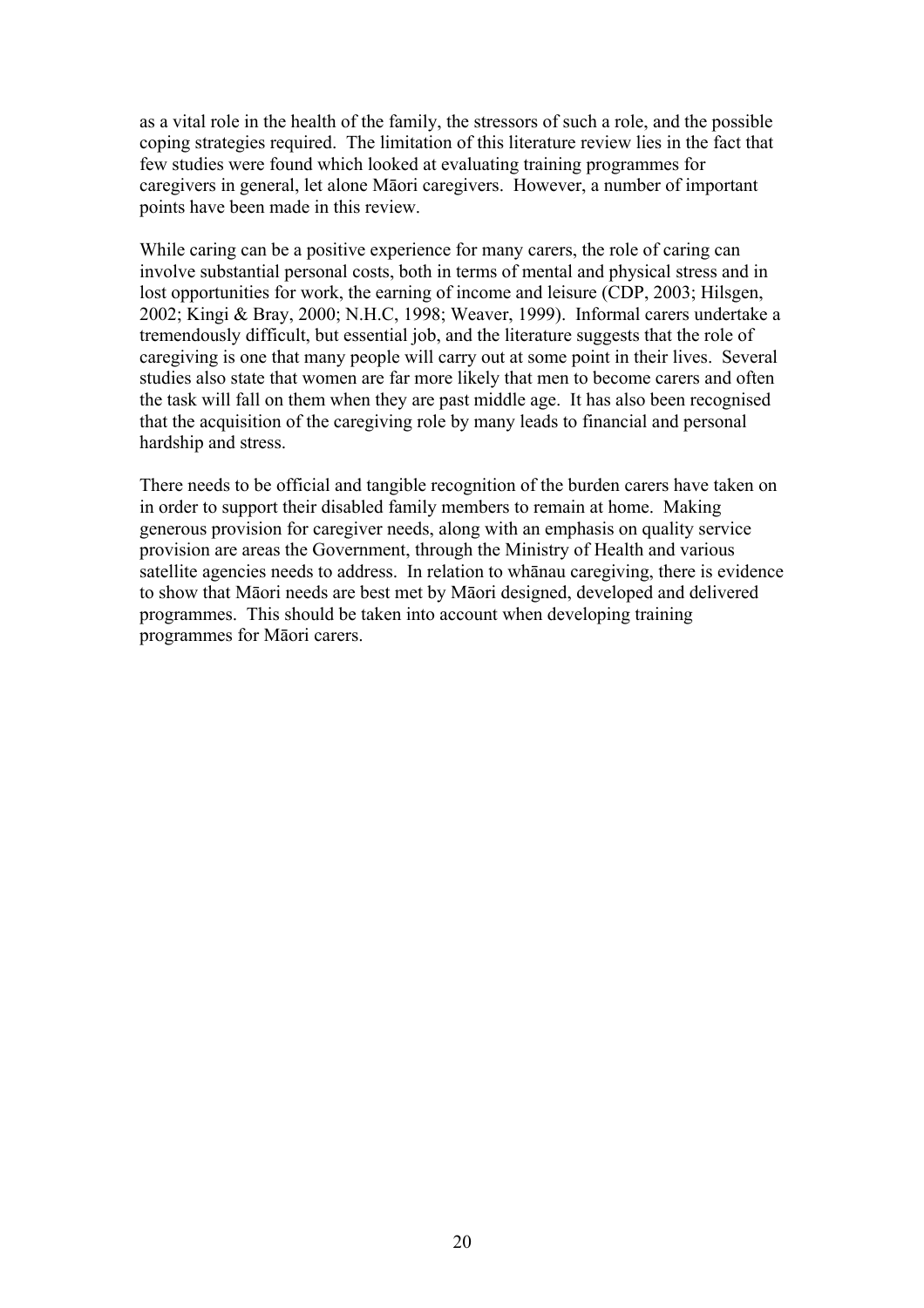as a vital role in the health of the family, the stressors of such a role, and the possible coping strategies required. The limitation of this literature review lies in the fact that few studies were found which looked at evaluating training programmes for caregivers in general, let alone Māori caregivers. However, a number of important points have been made in this review.

While caring can be a positive experience for many carers, the role of caring can involve substantial personal costs, both in terms of mental and physical stress and in lost opportunities for work, the earning of income and leisure (CDP, 2003; Hilsgen, 2002; Kingi & Bray, 2000; N.H.C, 1998; Weaver, 1999). Informal carers undertake a tremendously difficult, but essential job, and the literature suggests that the role of caregiving is one that many people will carry out at some point in their lives. Several studies also state that women are far more likely that men to become carers and often the task will fall on them when they are past middle age. It has also been recognised that the acquisition of the caregiving role by many leads to financial and personal hardship and stress.

There needs to be official and tangible recognition of the burden carers have taken on in order to support their disabled family members to remain at home. Making generous provision for caregiver needs, along with an emphasis on quality service provision are areas the Government, through the Ministry of Health and various satellite agencies needs to address. In relation to whānau caregiving, there is evidence to show that Māori needs are best met by Māori designed, developed and delivered programmes. This should be taken into account when developing training programmes for Māori carers.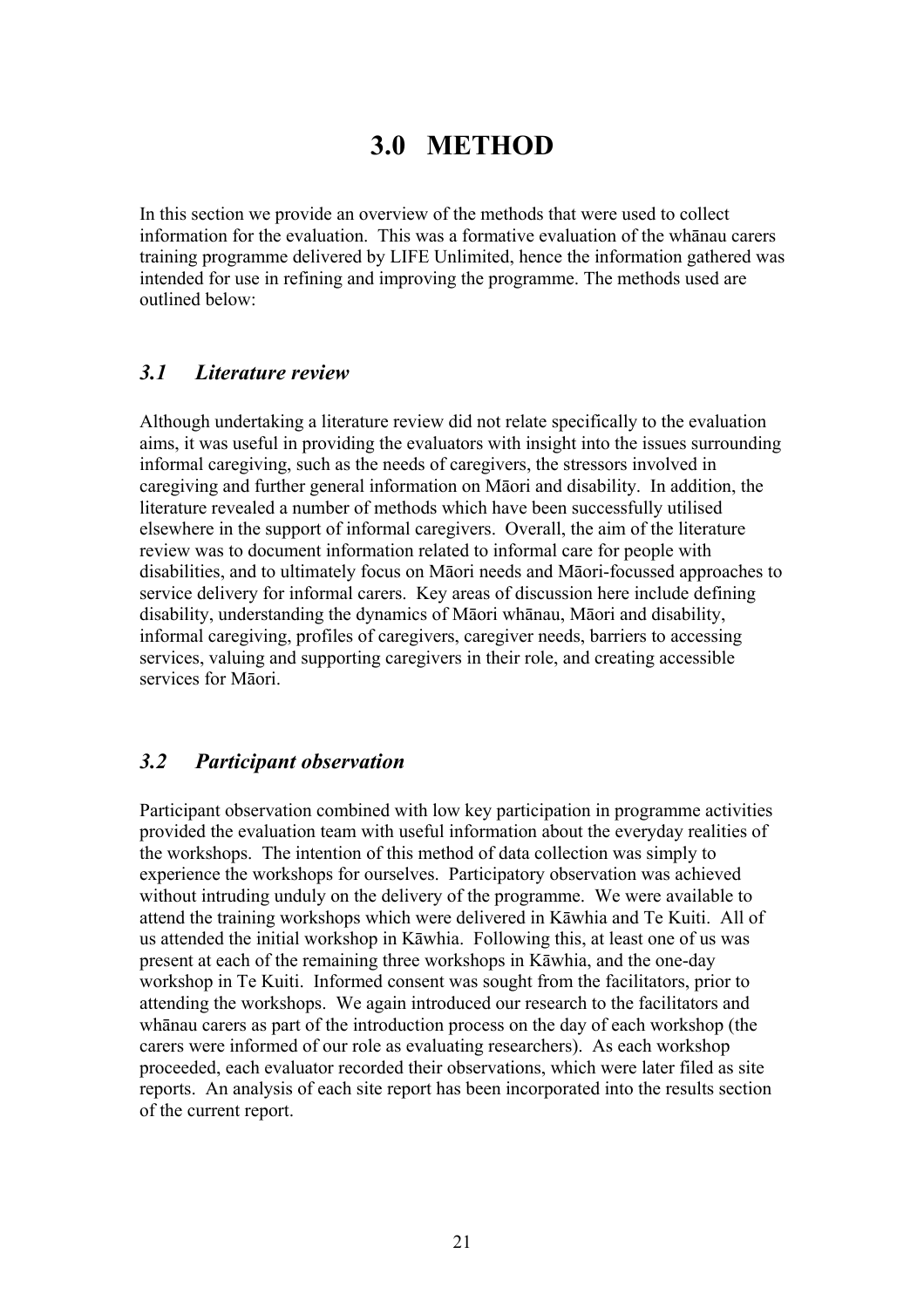# 3.0 METHOD

In this section we provide an overview of the methods that were used to collect information for the evaluation. This was a formative evaluation of the whānau carers training programme delivered by LIFE Unlimited, hence the information gathered was intended for use in refining and improving the programme. The methods used are outlined below:

## *3.1 Literature review*

Although undertaking a literature review did not relate specifically to the evaluation aims, it was useful in providing the evaluators with insight into the issues surrounding informal caregiving, such as the needs of caregivers, the stressors involved in caregiving and further general information on Māori and disability. In addition, the literature revealed a number of methods which have been successfully utilised elsewhere in the support of informal caregivers. Overall, the aim of the literature review was to document information related to informal care for people with disabilities, and to ultimately focus on Māori needs and Māori-focussed approaches to service delivery for informal carers. Key areas of discussion here include defining disability, understanding the dynamics of Māori whānau, Māori and disability, informal caregiving, profiles of caregivers, caregiver needs, barriers to accessing services, valuing and supporting caregivers in their role, and creating accessible services for Māori.

## *3.2 Participant observation*

Participant observation combined with low key participation in programme activities provided the evaluation team with useful information about the everyday realities of the workshops. The intention of this method of data collection was simply to experience the workshops for ourselves. Participatory observation was achieved without intruding unduly on the delivery of the programme. We were available to attend the training workshops which were delivered in Kāwhia and Te Kuiti. All of us attended the initial workshop in Kāwhia. Following this, at least one of us was present at each of the remaining three workshops in Kāwhia, and the one-day workshop in Te Kuiti. Informed consent was sought from the facilitators, prior to attending the workshops. We again introduced our research to the facilitators and whānau carers as part of the introduction process on the day of each workshop (the carers were informed of our role as evaluating researchers). As each workshop proceeded, each evaluator recorded their observations, which were later filed as site reports. An analysis of each site report has been incorporated into the results section of the current report.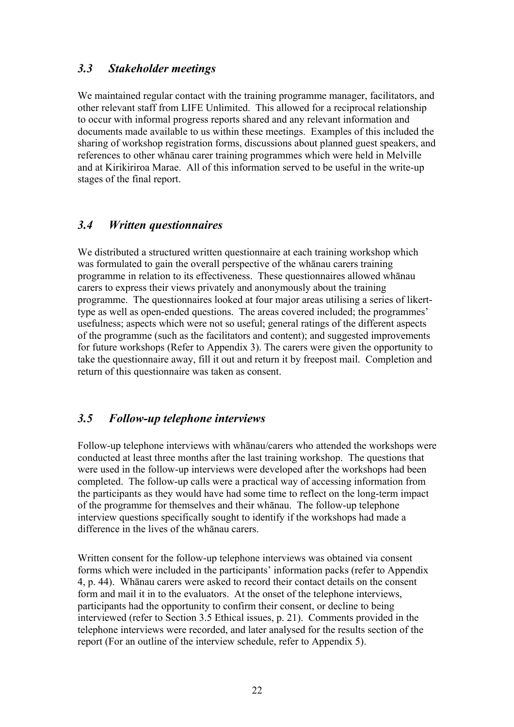### *3.3 Stakeholder meetings*

We maintained regular contact with the training programme manager, facilitators, and other relevant staff from LIFE Unlimited. This allowed for a reciprocal relationship to occur with informal progress reports shared and any relevant information and documents made available to us within these meetings. Examples of this included the sharing of workshop registration forms, discussions about planned guest speakers, and references to other whānau carer training programmes which were held in Melville and at Kirikiriroa Marae. All of this information served to be useful in the write-up stages of the final report.

### *3.4 Written questionnaires*

We distributed a structured written questionnaire at each training workshop which was formulated to gain the overall perspective of the whānau carers training programme in relation to its effectiveness. These questionnaires allowed whānau carers to express their views privately and anonymously about the training programme. The questionnaires looked at four major areas utilising a series of likert-type as well as open-ended questions. The areas covered included; the programmes' usefulness; aspects which were not so useful; general ratings of the different aspects of the programme (such as the facilitators and content); and suggested improvements for future workshops (Refer to Appendix 3). The carers were given the opportunity to take the questionnaire away, fill it out and return it by freepost mail. Completion and return of this questionnaire was taken as consent.

### *3.5 Follow-up telephone interviews*

Follow-up telephone interviews with whānau/carers who attended the workshops were conducted at least three months after the last training workshop. The questions that were used in the follow-up interviews were developed after the workshops had been completed. The follow-up calls were a practical way of accessing information from the participants as they would have had some time to reflect on the long-term impact of the programme for themselves and their whānau. The follow-up telephone interview questions specifically sought to identify if the workshops had made a difference in the lives of the whānau carers.

Written consent for the follow-up telephone interviews was obtained via consent forms which were included in the participants' information packs (refer to Appendix 4, p. 44). Whānau carers were asked to record their contact details on the consent form and mail it in to the evaluators. At the onset of the telephone interviews, participants had the opportunity to confirm their consent, or decline to being interviewed (refer to Section 3.5 Ethical issues, p. 21). Comments provided in the telephone interviews were recorded, and later analysed for the results section of the report (For an outline of the interview schedule, refer to Appendix 5).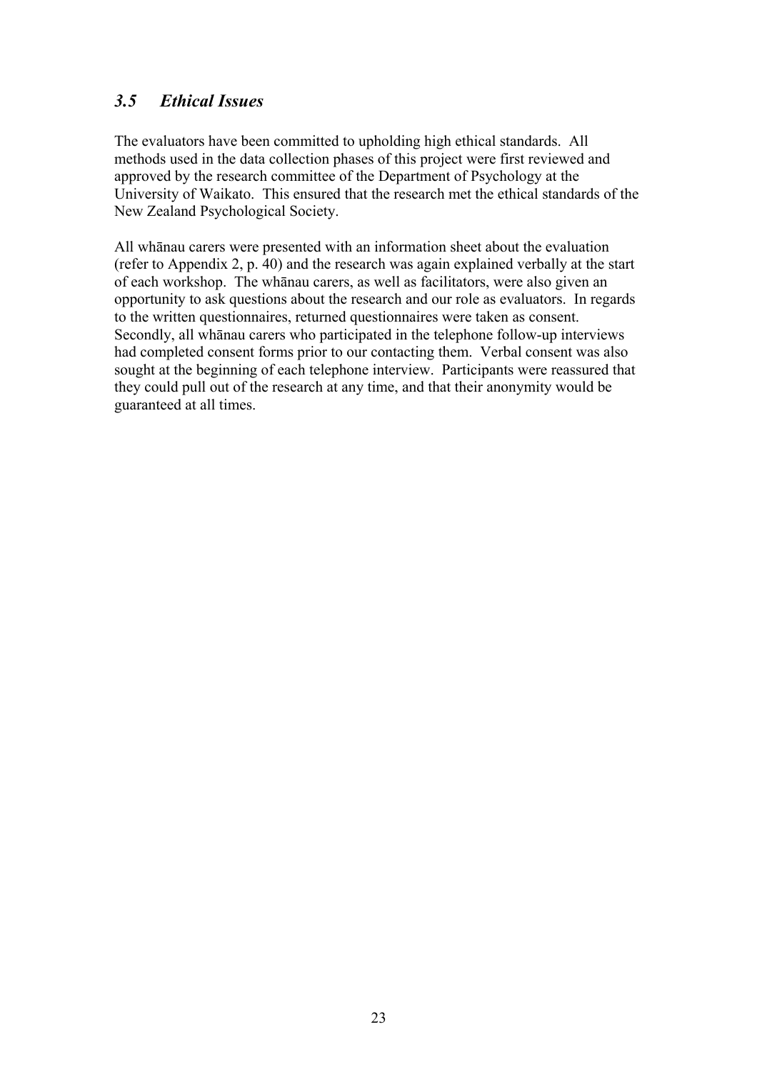## *3.5 Ethical Issues*

The evaluators have been committed to upholding high ethical standards. All methods used in the data collection phases of this project were first reviewed and approved by the research committee of the Department of Psychology at the University of Waikato. This ensured that the research met the ethical standards of the New Zealand Psychological Society.

All whānau carers were presented with an information sheet about the evaluation (refer to Appendix 2, p. 40) and the research was again explained verbally at the start of each workshop. The whānau carers, as well as facilitators, were also given an opportunity to ask questions about the research and our role as evaluators. In regards to the written questionnaires, returned questionnaires were taken as consent. Secondly, all whānau carers who participated in the telephone follow-up interviews had completed consent forms prior to our contacting them. Verbal consent was also sought at the beginning of each telephone interview. Participants were reassured that they could pull out of the research at any time, and that their anonymity would be guaranteed at all times.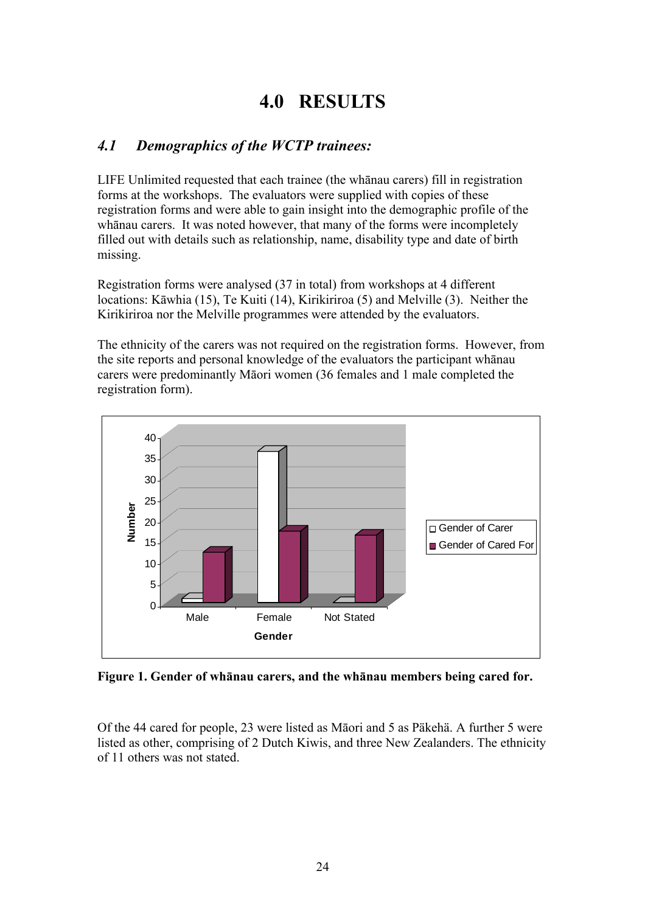# 4.0 RESULTS

## *4.1 Demographics of the WCTP trainees:*

LIFE Unlimited requested that each trainee (the whānau carers) fill in registration forms at the workshops. The evaluators were supplied with copies of these registration forms and were able to gain insight into the demographic profile of the whānau carers. It was noted however, that many of the forms were incompletely filled out with details such as relationship, name, disability type and date of birth missing.

Registration forms were analysed (37 in total) from workshops at 4 different locations: Kāwhia (15), Te Kuiti (14), Kirikiriroa (5) and Melville (3). Neither the Kirikiriroa nor the Melville programmes were attended by the evaluators.

The ethnicity of the carers was not required on the registration forms. However, from the site reports and personal knowledge of the evaluators the participant whānau carers were predominantly Māori women (36 females and 1 male completed the registration form).

**Figure 1. Gender of whānau carers, and the whānau members being cared for.**

Of the 44 cared for people, 23 were listed as Māori and 5 as Päkehä. A further 5 were listed as other, comprising of 2 Dutch Kiwis, and three New Zealanders. The ethnicity of 11 others was not stated.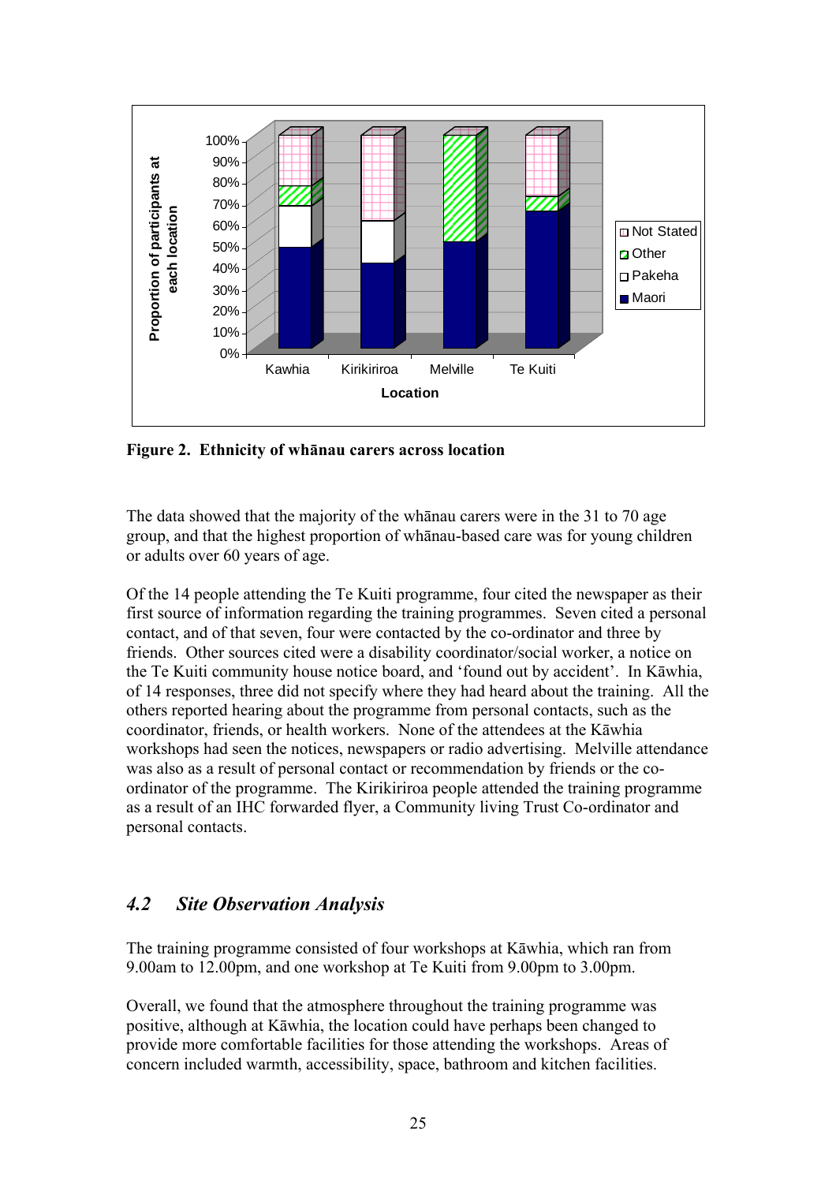Figure 2. **Ethnicity of whānau carers across location**

The data showed that the majority of the whānau carers were in the 31 to 70 age group, and that the highest proportion of whānau-based care was for young children or adults over 60 years of age.

Of the 14 people attending the Te Kuiti programme, four cited the newspaper as their first source of information regarding the training programmes. Seven cited a personal contact, and of that seven, four were contacted by the co-ordinator and three by friends. Other sources cited were a disability coordinator/social worker, a notice on the Te Kuiti community house notice board, and 'found out by accident'. In Kāwhia, of 14 responses, three did not specify where they had heard about the training. All the others reported hearing about the programme from personal contacts, such as the coordinator, friends, or health workers. None of the attendees at the Kāwhia workshops had seen the notices, newspapers or radio advertising. Melville attendance was also as a result of personal contact or recommendation by friends or the co-ordinator of the programme. The Kirikiriroa people attended the training programme as a result of an IHC forwarded flyer, a Community living Trust Co-ordinator and personal contacts.

## *4.2 Site Observation Analysis*

The training programme consisted of four workshops at Kāwhia, which ran from 9.00am to 12.00pm, and one workshop at Te Kuiti from 9.00pm to 3.00pm.

Overall, we found that the atmosphere throughout the training programme was positive, although at Kāwhia, the location could have perhaps been changed to provide more comfortable facilities for those attending the workshops. Areas of concern included warmth, accessibility, space, bathroom and kitchen facilities.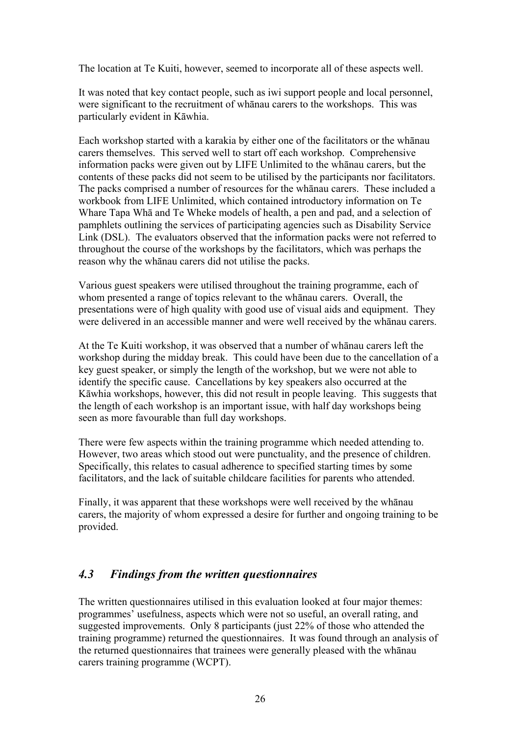The location at Te Kuiti, however, seemed to incorporate all of these aspects well.

It was noted that key contact people, such as iwi support people and local personnel, were significant to the recruitment of whānau carers to the workshops. This was particularly evident in Kāwhia.

Each workshop started with a karakia by either one of the facilitators or the whānau carers themselves. This served well to start off each workshop. Comprehensive information packs were given out by LIFE Unlimited to the whānau carers, but the contents of these packs did not seem to be utilised by the participants nor facilitators. The packs comprised a number of resources for the whānau carers. These included a workbook from LIFE Unlimited, which contained introductory information on Te Whare Tapa Whā and Te Wheke models of health, a pen and pad, and a selection of pamphlets outlining the services of participating agencies such as Disability Service Link (DSL). The evaluators observed that the information packs were not referred to throughout the course of the workshops by the facilitators, which was perhaps the reason why the whānau carers did not utilise the packs.

Various guest speakers were utilised throughout the training programme, each of whom presented a range of topics relevant to the whānau carers. Overall, the presentations were of high quality with good use of visual aids and equipment. They were delivered in an accessible manner and were well received by the whānau carers.

At the Te Kuiti workshop, it was observed that a number of whānau carers left the workshop during the midday break. This could have been due to the cancellation of a key guest speaker, or simply the length of the workshop, but we were not able to identify the specific cause. Cancellations by key speakers also occurred at the Kāwhia workshops, however, this did not result in people leaving. This suggests that the length of each workshop is an important issue, with half day workshops being seen as more favourable than full day workshops.

There were few aspects within the training programme which needed attending to. However, two areas which stood out were punctuality, and the presence of children. Specifically, this relates to casual adherence to specified starting times by some facilitators, and the lack of suitable childcare facilities for parents who attended.

Finally, it was apparent that these workshops were well received by the whānau carers, the majority of whom expressed a desire for further and ongoing training to be provided.

## *4.3 Findings from the written questionnaires*

The written questionnaires utilised in this evaluation looked at four major themes: programmes' usefulness, aspects which were not so useful, an overall rating, and suggested improvements. Only 8 participants (just 22% of those who attended the training programme) returned the questionnaires. It was found through an analysis of the returned questionnaires that trainees were generally pleased with the whānau carers training programme (WCPT).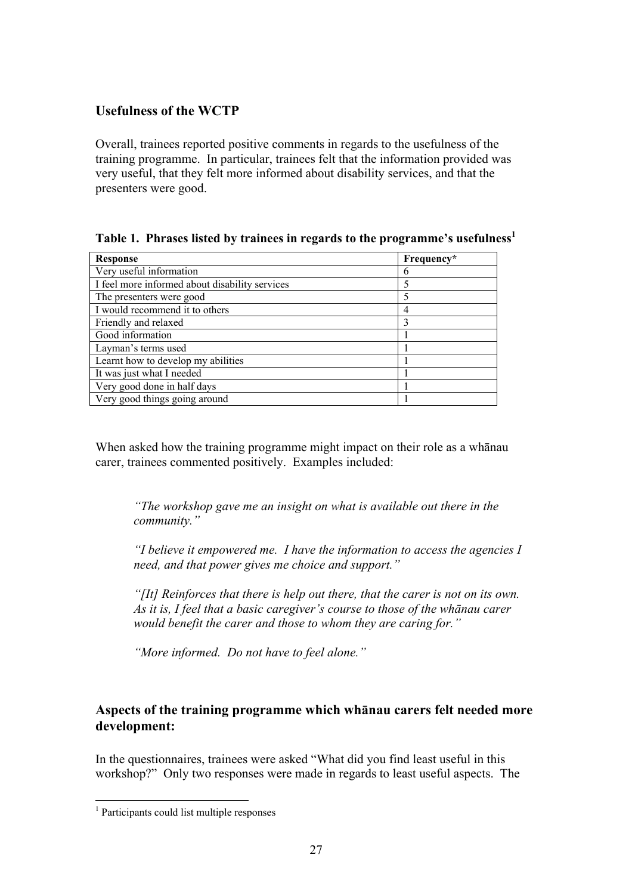## Usefulness of the WCTP

Overall, trainees reported positive comments in regards to the usefulness of the training programme. In particular, trainees felt that the information provided was very useful, that they felt more informed about disability services, and that the presenters were good.

**Table 1. Phrases listed by trainees in regards to the programme's usefulness[1]**

| Response | Frequency* |
|---|---|
| Very useful information | 6 |
| I feel more informed about disability services | 5 |
| The presenters were good | 5 |
| I would recommend it to others | 4 |
| Friendly and relaxed | 3 |
| Good information | 1 |
| Layman's terms used | 1 |
| Learnt how to develop my abilities | 1 |
| It was just what I needed | 1 |
| Very good done in half days | 1 |
| Very good things going around | 1 |

When asked how the training programme might impact on their role as a whānau carer, trainees commented positively. Examples included:

> *"The workshop gave me an insight on what is available out there in the community."*
>
> *"I believe it empowered me. I have the information to access the agencies I need, and that power gives me choice and support."*
>
> *"[It] Reinforces that there is help out there, that the carer is not on its own. As it is, I feel that a basic caregiver's course to those of the whānau carer would benefit the carer and those to whom they are caring for."*
>
> *"More informed. Do not have to feel alone."*

## Aspects of the training programme which whānau carers felt needed more development:

In the questionnaires, trainees were asked "What did you find least useful in this workshop?" Only two responses were made in regards to least useful aspects. The

[1] Participants could list multiple responses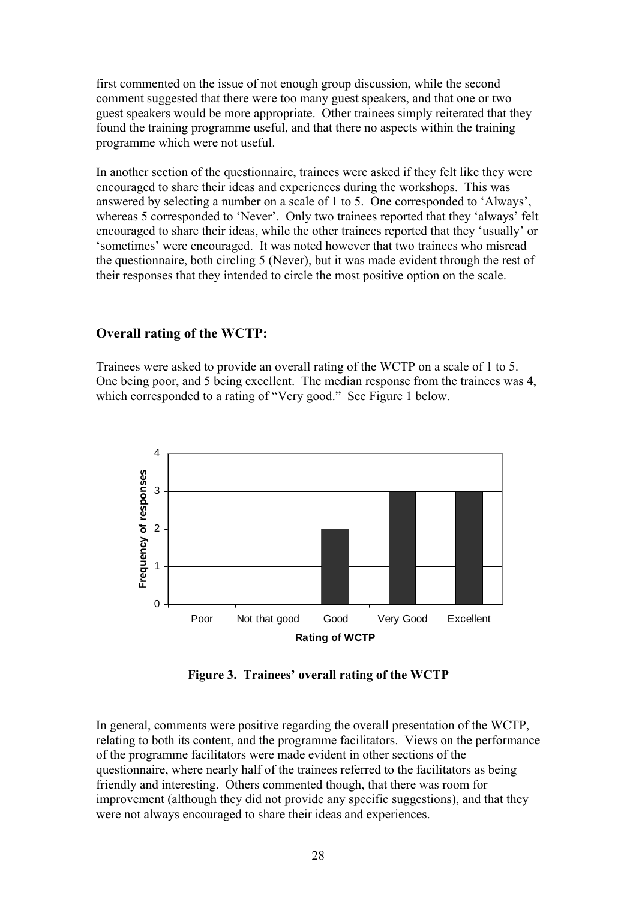first commented on the issue of not enough group discussion, while the second comment suggested that there were too many guest speakers, and that one or two guest speakers would be more appropriate. Other trainees simply reiterated that they found the training programme useful, and that there no aspects within the training programme which were not useful.

In another section of the questionnaire, trainees were asked if they felt like they were encouraged to share their ideas and experiences during the workshops. This was answered by selecting a number on a scale of 1 to 5. One corresponded to 'Always', whereas 5 corresponded to 'Never'. Only two trainees reported that they 'always' felt encouraged to share their ideas, while the other trainees reported that they 'usually' or 'sometimes' were encouraged. It was noted however that two trainees who misread the questionnaire, both circling 5 (Never), but it was made evident through the rest of their responses that they intended to circle the most positive option on the scale.

## Overall rating of the WCTP:

Trainees were asked to provide an overall rating of the WCTP on a scale of 1 to 5. One being poor, and 5 being excellent. The median response from the trainees was 4, which corresponded to a rating of "Very good." See Figure 1 below.

| Rating of WCTP | Frequency of responses |
| --- | --- |
| Poor | 0 |
| Not that good | 0 |
| Good | 2 |
| Very Good | 3 |
| Excellent | 3 |

**Figure 3. Trainees' overall rating of the WCTP**

In general, comments were positive regarding the overall presentation of the WCTP, relating to both its content, and the programme facilitators. Views on the performance of the programme facilitators were made evident in other sections of the questionnaire, where nearly half of the trainees referred to the facilitators as being friendly and interesting. Others commented though, that there was room for improvement (although they did not provide any specific suggestions), and that they were not always encouraged to share their ideas and experiences.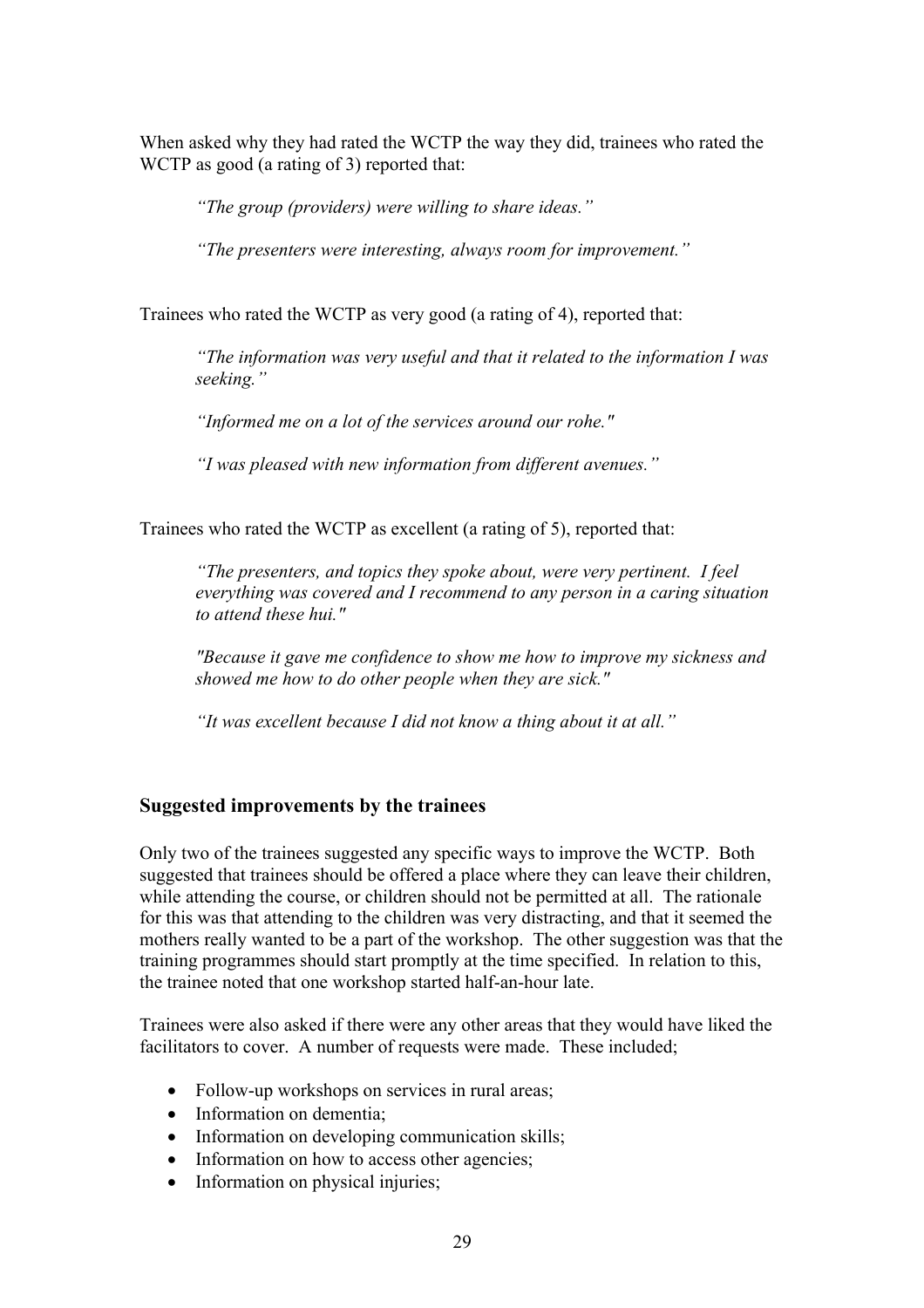When asked why they had rated the WCTP the way they did, trainees who rated the WCTP as good (a rating of 3) reported that:

> *"The group (providers) were willing to share ideas."*
>
> *"The presenters were interesting, always room for improvement."*

Trainees who rated the WCTP as very good (a rating of 4), reported that:

> *"The information was very useful and that it related to the information I was seeking."*
>
> *"Informed me on a lot of the services around our rohe."*
>
> *"I was pleased with new information from different avenues."*

Trainees who rated the WCTP as excellent (a rating of 5), reported that:

> *"The presenters, and topics they spoke about, were very pertinent. I feel everything was covered and I recommend to any person in a caring situation to attend these hui."*
>
> *"Because it gave me confidence to show me how to improve my sickness and showed me how to do other people when they are sick."*
>
> *"It was excellent because I did not know a thing about it at all."*

### Suggested improvements by the trainees

Only two of the trainees suggested any specific ways to improve the WCTP. Both suggested that trainees should be offered a place where they can leave their children, while attending the course, or children should not be permitted at all. The rationale for this was that attending to the children was very distracting, and that it seemed the mothers really wanted to be a part of the workshop. The other suggestion was that the training programmes should start promptly at the time specified. In relation to this, the trainee noted that one workshop started half-an-hour late.

Trainees were also asked if there were any other areas that they would have liked the facilitators to cover. A number of requests were made. These included;

- Follow-up workshops on services in rural areas;
- Information on dementia;
- Information on developing communication skills;
- Information on how to access other agencies;
- Information on physical injuries;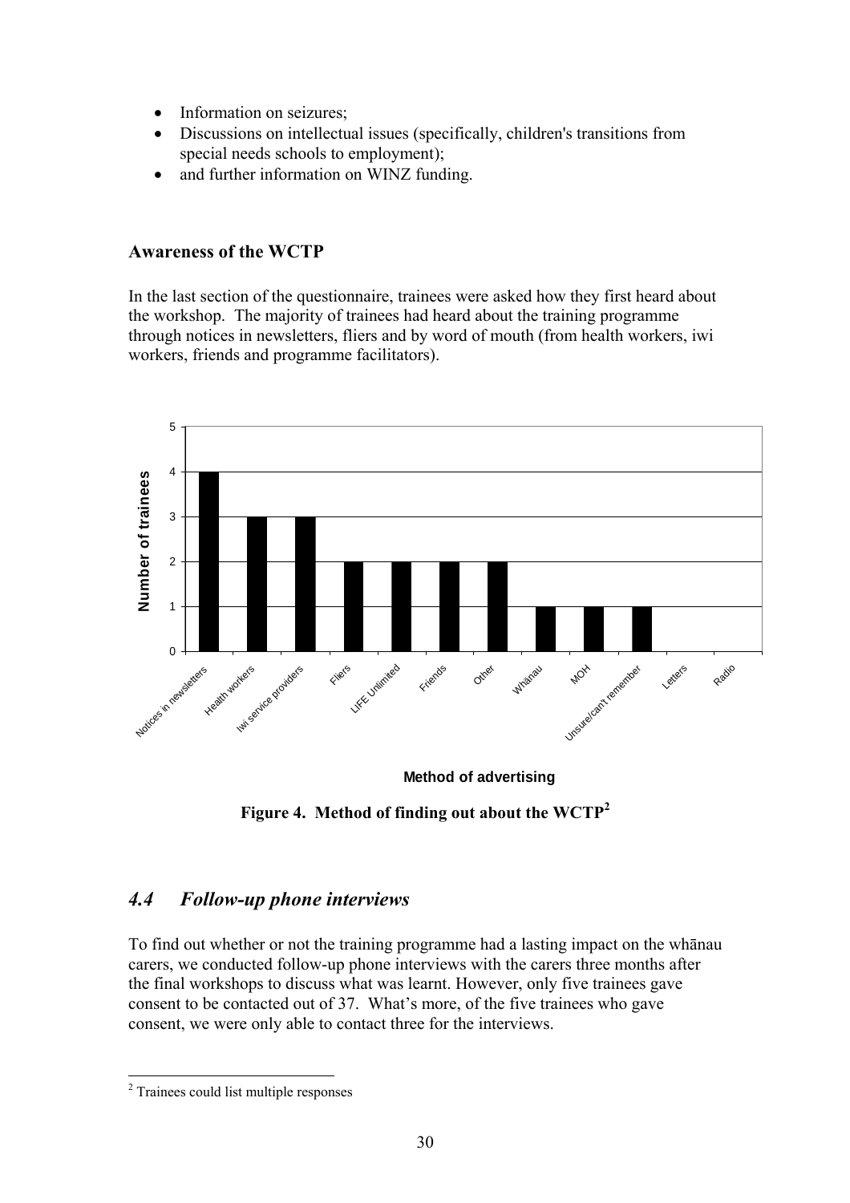- Information on seizures;
- Discussions on intellectual issues (specifically, children's transitions from special needs schools to employment);
- and further information on WINZ funding.

### Awareness of the WCTP

In the last section of the questionnaire, trainees were asked how they first heard about the workshop. The majority of trainees had heard about the training programme through notices in newsletters, fliers and by word of mouth (from health workers, iwi workers, friends and programme facilitators).

| Method of advertising | Number of trainees |
|---|---|
| Notices in newsletters | 4 |
| Health workers | 3 |
| Iwi service providers | 3 |
| Fliers | 2 |
| LIFE Unlimited | 2 |
| Friends | 2 |
| Other | 2 |
| Whānau | 1 |
| MOH | 1 |
| Unsure/can't remember | 1 |
| Letters | 0 |
| Radio | 0 |

**Figure 4. Method of finding out about the WCTP[2]**

## *4.4 Follow-up phone interviews*

To find out whether or not the training programme had a lasting impact on the whānau carers, we conducted follow-up phone interviews with the carers three months after the final workshops to discuss what was learnt. However, only five trainees gave consent to be contacted out of 37. What's more, of the five trainees who gave consent, we were only able to contact three for the interviews.

[2] Trainees could list multiple responses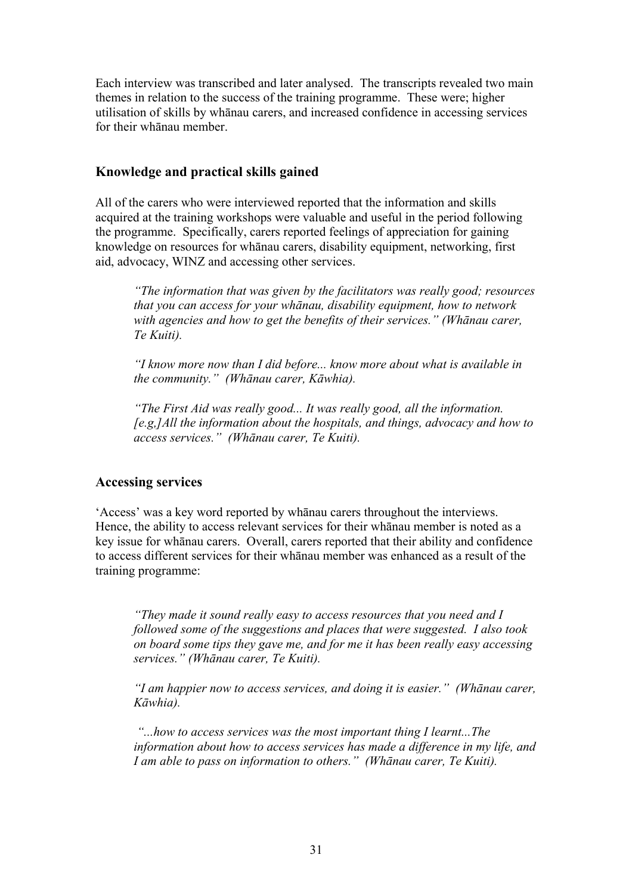Each interview was transcribed and later analysed. The transcripts revealed two main themes in relation to the success of the training programme. These were; higher utilisation of skills by whānau carers, and increased confidence in accessing services for their whānau member.

### Knowledge and practical skills gained

All of the carers who were interviewed reported that the information and skills acquired at the training workshops were valuable and useful in the period following the programme. Specifically, carers reported feelings of appreciation for gaining knowledge on resources for whānau carers, disability equipment, networking, first aid, advocacy, WINZ and accessing other services.

> *"The information that was given by the facilitators was really good; resources that you can access for your whānau, disability equipment, how to network with agencies and how to get the benefits of their services." (Whānau carer, Te Kuiti).*
>
> *"I know more now than I did before... know more about what is available in the community." (Whānau carer, Kāwhia).*
>
> *"The First Aid was really good... It was really good, all the information. [e.g,]All the information about the hospitals, and things, advocacy and how to access services." (Whānau carer, Te Kuiti).*

### Accessing services

'Access' was a key word reported by whānau carers throughout the interviews. Hence, the ability to access relevant services for their whānau member is noted as a key issue for whānau carers. Overall, carers reported that their ability and confidence to access different services for their whānau member was enhanced as a result of the training programme:

> *"They made it sound really easy to access resources that you need and I followed some of the suggestions and places that were suggested. I also took on board some tips they gave me, and for me it has been really easy accessing services." (Whānau carer, Te Kuiti).*
>
> *"I am happier now to access services, and doing it is easier." (Whānau carer, Kāwhia).*
>
> *"...how to access services was the most important thing I learnt...The information about how to access services has made a difference in my life, and I am able to pass on information to others." (Whānau carer, Te Kuiti).*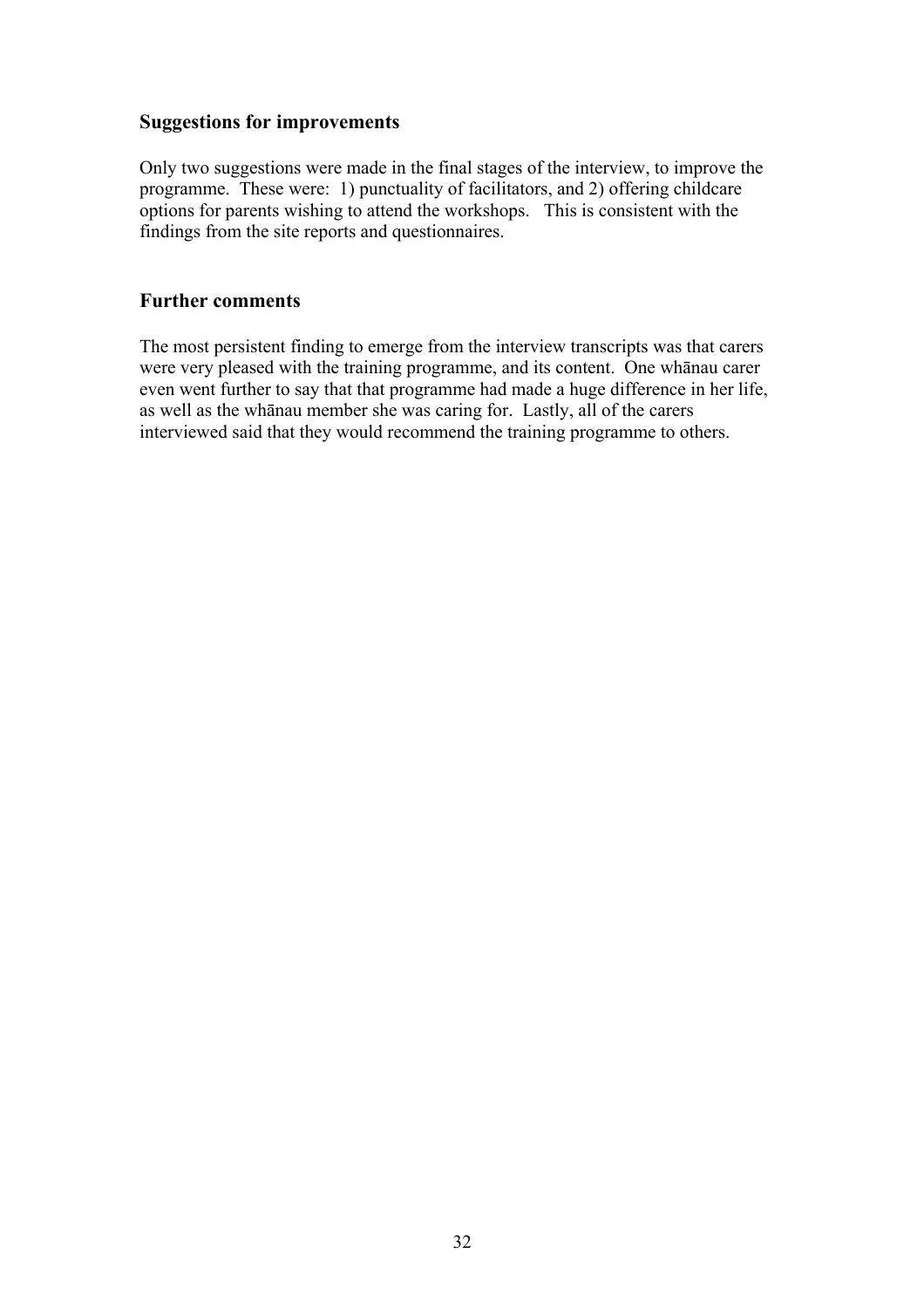## Suggestions for improvements

Only two suggestions were made in the final stages of the interview, to improve the programme. These were: 1) punctuality of facilitators, and 2) offering childcare options for parents wishing to attend the workshops. This is consistent with the findings from the site reports and questionnaires.

## Further comments

The most persistent finding to emerge from the interview transcripts was that carers were very pleased with the training programme, and its content. One whānau carer even went further to say that that programme had made a huge difference in her life, as well as the whānau member she was caring for. Lastly, all of the carers interviewed said that they would recommend the training programme to others.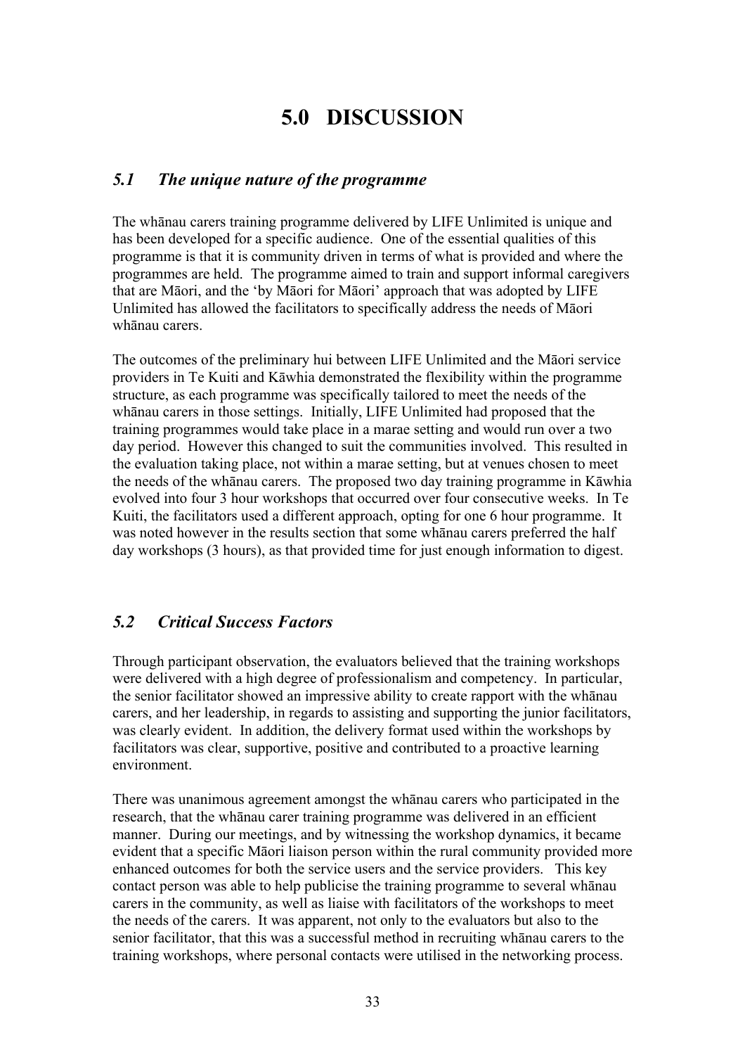# 5.0 DISCUSSION

## *5.1 The unique nature of the programme*

The whānau carers training programme delivered by LIFE Unlimited is unique and has been developed for a specific audience. One of the essential qualities of this programme is that it is community driven in terms of what is provided and where the programmes are held. The programme aimed to train and support informal caregivers that are Māori, and the 'by Māori for Māori' approach that was adopted by LIFE Unlimited has allowed the facilitators to specifically address the needs of Māori whānau carers.

The outcomes of the preliminary hui between LIFE Unlimited and the Māori service providers in Te Kuiti and Kāwhia demonstrated the flexibility within the programme structure, as each programme was specifically tailored to meet the needs of the whānau carers in those settings. Initially, LIFE Unlimited had proposed that the training programmes would take place in a marae setting and would run over a two day period. However this changed to suit the communities involved. This resulted in the evaluation taking place, not within a marae setting, but at venues chosen to meet the needs of the whānau carers. The proposed two day training programme in Kāwhia evolved into four 3 hour workshops that occurred over four consecutive weeks. In Te Kuiti, the facilitators used a different approach, opting for one 6 hour programme. It was noted however in the results section that some whānau carers preferred the half day workshops (3 hours), as that provided time for just enough information to digest.

## *5.2 Critical Success Factors*

Through participant observation, the evaluators believed that the training workshops were delivered with a high degree of professionalism and competency. In particular, the senior facilitator showed an impressive ability to create rapport with the whānau carers, and her leadership, in regards to assisting and supporting the junior facilitators, was clearly evident. In addition, the delivery format used within the workshops by facilitators was clear, supportive, positive and contributed to a proactive learning environment.

There was unanimous agreement amongst the whānau carers who participated in the research, that the whānau carer training programme was delivered in an efficient manner. During our meetings, and by witnessing the workshop dynamics, it became evident that a specific Māori liaison person within the rural community provided more enhanced outcomes for both the service users and the service providers. This key contact person was able to help publicise the training programme to several whānau carers in the community, as well as liaise with facilitators of the workshops to meet the needs of the carers. It was apparent, not only to the evaluators but also to the senior facilitator, that this was a successful method in recruiting whānau carers to the training workshops, where personal contacts were utilised in the networking process.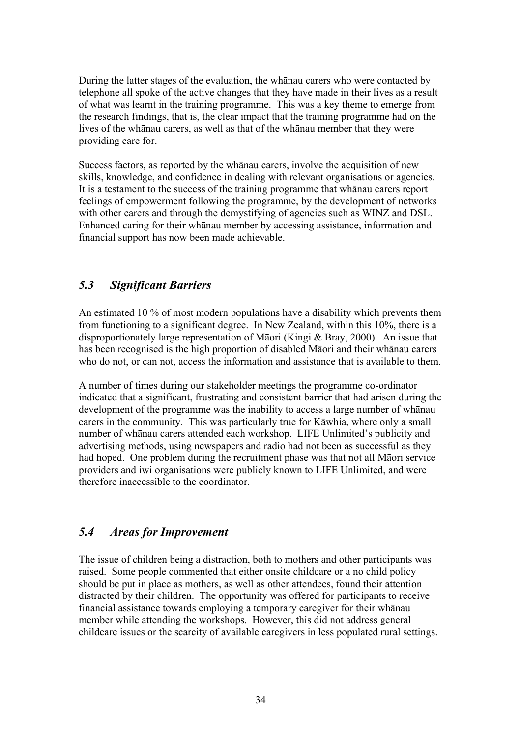During the latter stages of the evaluation, the whānau carers who were contacted by telephone all spoke of the active changes that they have made in their lives as a result of what was learnt in the training programme. This was a key theme to emerge from the research findings, that is, the clear impact that the training programme had on the lives of the whānau carers, as well as that of the whānau member that they were providing care for.

Success factors, as reported by the whānau carers, involve the acquisition of new skills, knowledge, and confidence in dealing with relevant organisations or agencies. It is a testament to the success of the training programme that whānau carers report feelings of empowerment following the programme, by the development of networks with other carers and through the demystifying of agencies such as WINZ and DSL. Enhanced caring for their whānau member by accessing assistance, information and financial support has now been made achievable.

## *5.3 Significant Barriers*

An estimated 10 % of most modern populations have a disability which prevents them from functioning to a significant degree. In New Zealand, within this 10%, there is a disproportionately large representation of Māori (Kingi & Bray, 2000). An issue that has been recognised is the high proportion of disabled Māori and their whānau carers who do not, or can not, access the information and assistance that is available to them.

A number of times during our stakeholder meetings the programme co-ordinator indicated that a significant, frustrating and consistent barrier that had arisen during the development of the programme was the inability to access a large number of whānau carers in the community. This was particularly true for Kāwhia, where only a small number of whānau carers attended each workshop. LIFE Unlimited's publicity and advertising methods, using newspapers and radio had not been as successful as they had hoped. One problem during the recruitment phase was that not all Māori service providers and iwi organisations were publicly known to LIFE Unlimited, and were therefore inaccessible to the coordinator.

## *5.4 Areas for Improvement*

The issue of children being a distraction, both to mothers and other participants was raised. Some people commented that either onsite childcare or a no child policy should be put in place as mothers, as well as other attendees, found their attention distracted by their children. The opportunity was offered for participants to receive financial assistance towards employing a temporary caregiver for their whānau member while attending the workshops. However, this did not address general childcare issues or the scarcity of available caregivers in less populated rural settings.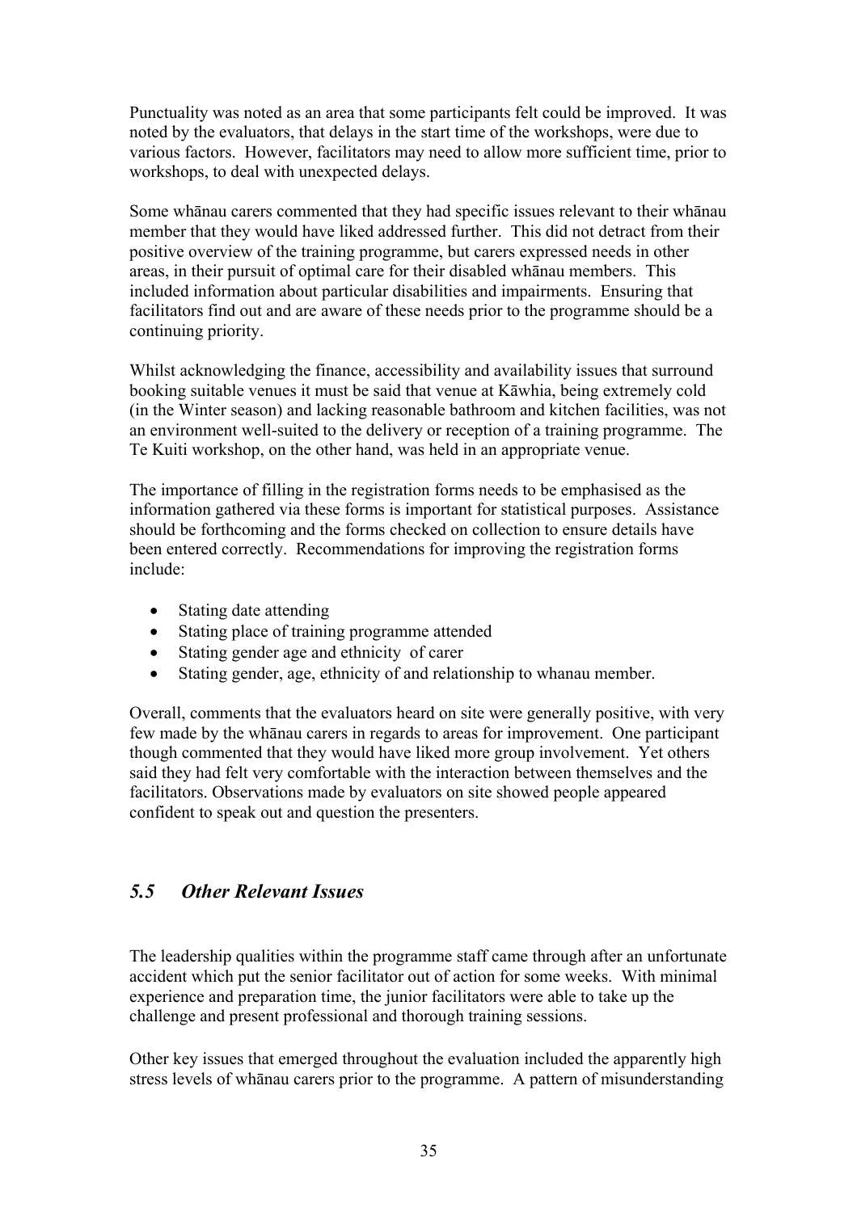Punctuality was noted as an area that some participants felt could be improved. It was noted by the evaluators, that delays in the start time of the workshops, were due to various factors. However, facilitators may need to allow more sufficient time, prior to workshops, to deal with unexpected delays.

Some whānau carers commented that they had specific issues relevant to their whānau member that they would have liked addressed further. This did not detract from their positive overview of the training programme, but carers expressed needs in other areas, in their pursuit of optimal care for their disabled whānau members. This included information about particular disabilities and impairments. Ensuring that facilitators find out and are aware of these needs prior to the programme should be a continuing priority.

Whilst acknowledging the finance, accessibility and availability issues that surround booking suitable venues it must be said that venue at Kāwhia, being extremely cold (in the Winter season) and lacking reasonable bathroom and kitchen facilities, was not an environment well-suited to the delivery or reception of a training programme. The Te Kuiti workshop, on the other hand, was held in an appropriate venue.

The importance of filling in the registration forms needs to be emphasised as the information gathered via these forms is important for statistical purposes. Assistance should be forthcoming and the forms checked on collection to ensure details have been entered correctly. Recommendations for improving the registration forms include:

- Stating date attending
- Stating place of training programme attended
- Stating gender age and ethnicity of carer
- Stating gender, age, ethnicity of and relationship to whanau member.

Overall, comments that the evaluators heard on site were generally positive, with very few made by the whānau carers in regards to areas for improvement. One participant though commented that they would have liked more group involvement. Yet others said they had felt very comfortable with the interaction between themselves and the facilitators. Observations made by evaluators on site showed people appeared confident to speak out and question the presenters.

## *5.5 Other Relevant Issues*

The leadership qualities within the programme staff came through after an unfortunate accident which put the senior facilitator out of action for some weeks. With minimal experience and preparation time, the junior facilitators were able to take up the challenge and present professional and thorough training sessions.

Other key issues that emerged throughout the evaluation included the apparently high stress levels of whānau carers prior to the programme. A pattern of misunderstanding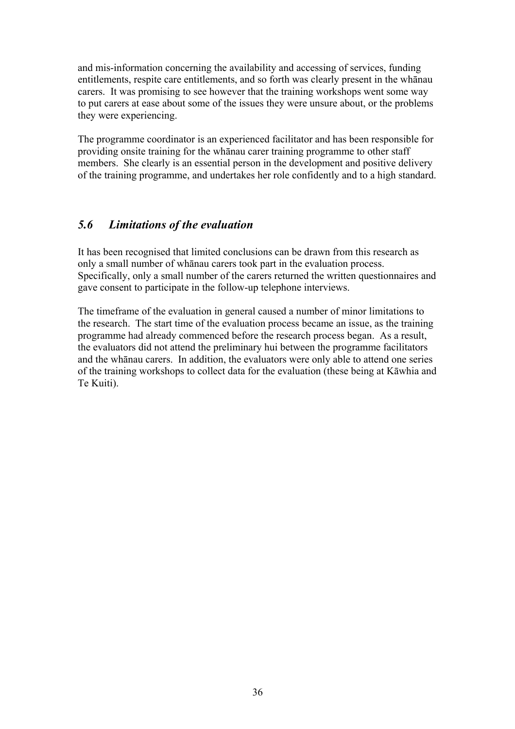and mis-information concerning the availability and accessing of services, funding entitlements, respite care entitlements, and so forth was clearly present in the whānau carers. It was promising to see however that the training workshops went some way to put carers at ease about some of the issues they were unsure about, or the problems they were experiencing.

The programme coordinator is an experienced facilitator and has been responsible for providing onsite training for the whānau carer training programme to other staff members. She clearly is an essential person in the development and positive delivery of the training programme, and undertakes her role confidently and to a high standard.

## *5.6 Limitations of the evaluation*

It has been recognised that limited conclusions can be drawn from this research as only a small number of whānau carers took part in the evaluation process. Specifically, only a small number of the carers returned the written questionnaires and gave consent to participate in the follow-up telephone interviews.

The timeframe of the evaluation in general caused a number of minor limitations to the research. The start time of the evaluation process became an issue, as the training programme had already commenced before the research process began. As a result, the evaluators did not attend the preliminary hui between the programme facilitators and the whānau carers. In addition, the evaluators were only able to attend one series of the training workshops to collect data for the evaluation (these being at Kāwhia and Te Kuiti).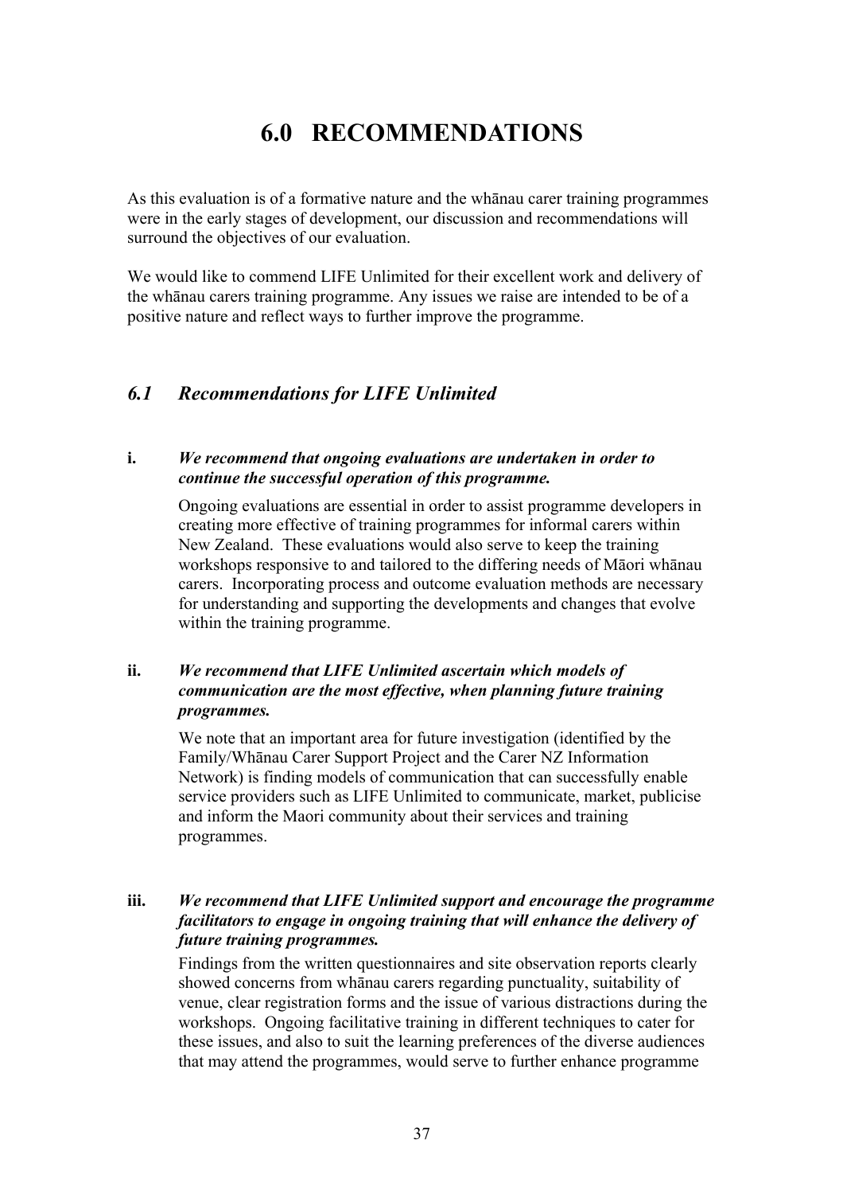# 6.0 RECOMMENDATIONS

As this evaluation is of a formative nature and the whānau carer training programmes were in the early stages of development, our discussion and recommendations will surround the objectives of our evaluation.

We would like to commend LIFE Unlimited for their excellent work and delivery of the whānau carers training programme. Any issues we raise are intended to be of a positive nature and reflect ways to further improve the programme.

## *6.1 Recommendations for LIFE Unlimited*

**i.** ***We recommend that ongoing evaluations are undertaken in order to continue the successful operation of this programme.***

Ongoing evaluations are essential in order to assist programme developers in creating more effective of training programmes for informal carers within New Zealand. These evaluations would also serve to keep the training workshops responsive to and tailored to the differing needs of Māori whānau carers. Incorporating process and outcome evaluation methods are necessary for understanding and supporting the developments and changes that evolve within the training programme.

**ii.** ***We recommend that LIFE Unlimited ascertain which models of communication are the most effective, when planning future training programmes.***

We note that an important area for future investigation (identified by the Family/Whānau Carer Support Project and the Carer NZ Information Network) is finding models of communication that can successfully enable service providers such as LIFE Unlimited to communicate, market, publicise and inform the Maori community about their services and training programmes.

**iii.** ***We recommend that LIFE Unlimited support and encourage the programme facilitators to engage in ongoing training that will enhance the delivery of future training programmes.***

Findings from the written questionnaires and site observation reports clearly showed concerns from whānau carers regarding punctuality, suitability of venue, clear registration forms and the issue of various distractions during the workshops. Ongoing facilitative training in different techniques to cater for these issues, and also to suit the learning preferences of the diverse audiences that may attend the programmes, would serve to further enhance programme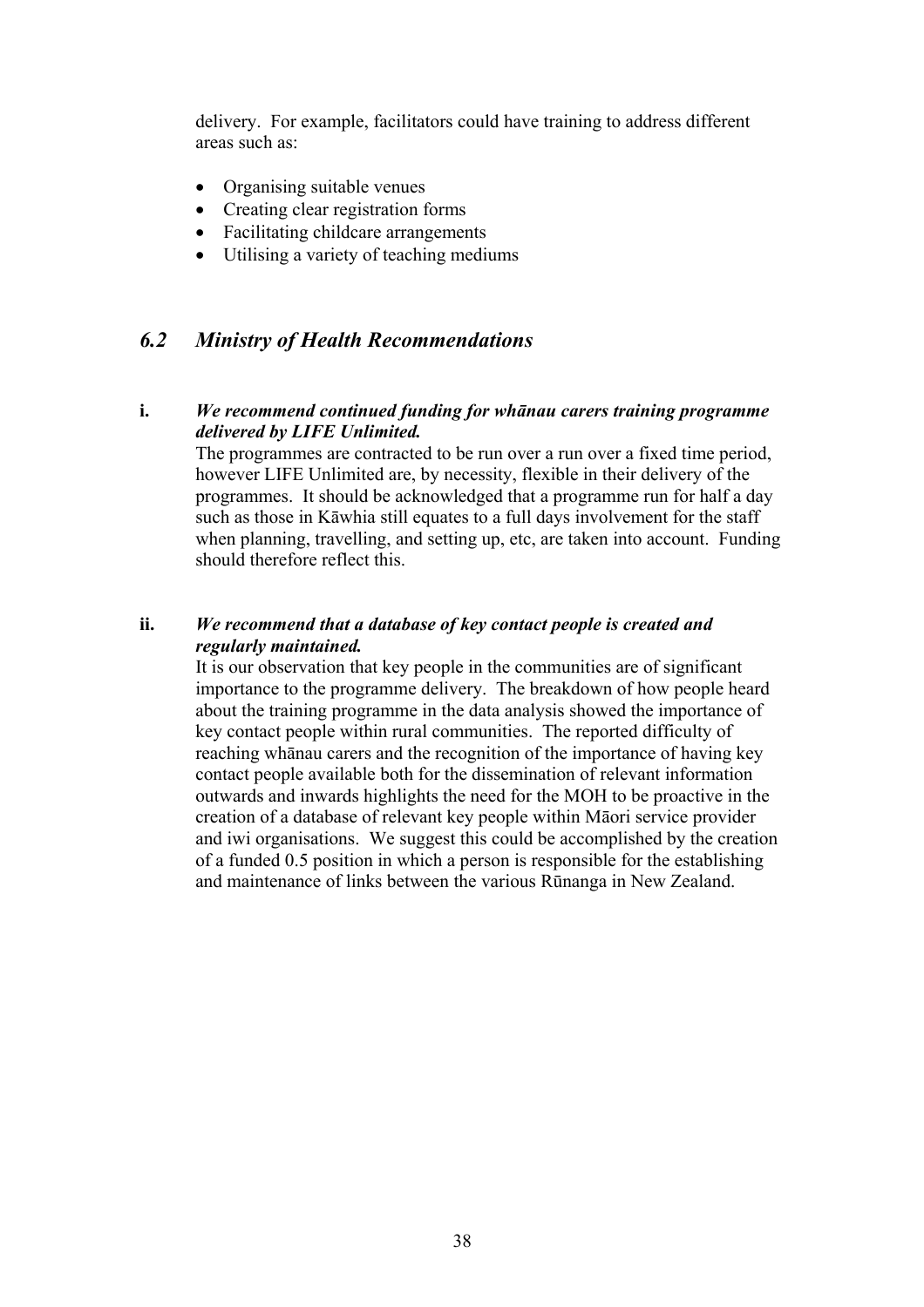delivery. For example, facilitators could have training to address different areas such as:

- Organising suitable venues
- Creating clear registration forms
- Facilitating childcare arrangements
- Utilising a variety of teaching mediums

## *6.2 Ministry of Health Recommendations*

**i.** ***We recommend continued funding for whānau carers training programme delivered by LIFE Unlimited.***

The programmes are contracted to be run over a run over a fixed time period, however LIFE Unlimited are, by necessity, flexible in their delivery of the programmes. It should be acknowledged that a programme run for half a day such as those in Kāwhia still equates to a full days involvement for the staff when planning, travelling, and setting up, etc, are taken into account. Funding should therefore reflect this.

**ii.** ***We recommend that a database of key contact people is created and regularly maintained.***

It is our observation that key people in the communities are of significant importance to the programme delivery. The breakdown of how people heard about the training programme in the data analysis showed the importance of key contact people within rural communities. The reported difficulty of reaching whānau carers and the recognition of the importance of having key contact people available both for the dissemination of relevant information outwards and inwards highlights the need for the MOH to be proactive in the creation of a database of relevant key people within Māori service provider and iwi organisations. We suggest this could be accomplished by the creation of a funded 0.5 position in which a person is responsible for the establishing and maintenance of links between the various Rūnanga in New Zealand.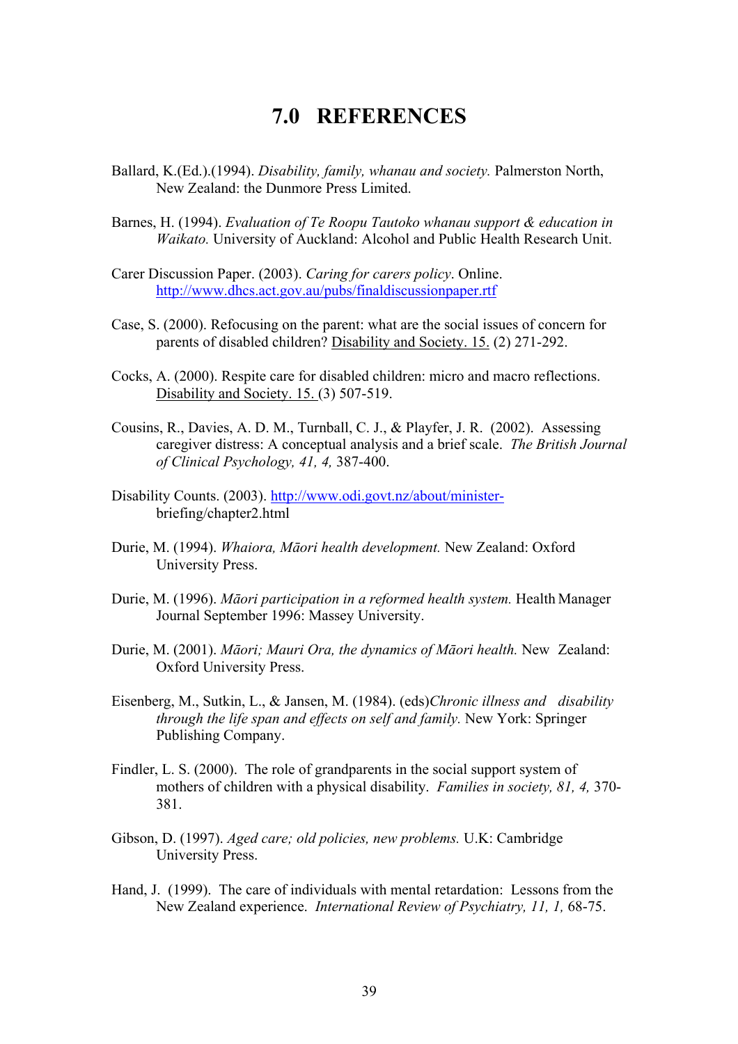# 7.0 REFERENCES

Ballard, K.(Ed.).(1994). *Disability, family, whanau and society.* Palmerston North, New Zealand: the Dunmore Press Limited.

Barnes, H. (1994). *Evaluation of Te Roopu Tautoko whanau support & education in Waikato.* University of Auckland: Alcohol and Public Health Research Unit.

Carer Discussion Paper. (2003). *Caring for carers policy*. Online. http://www.dhcs.act.gov.au/pubs/finaldiscussionpaper.rtf

Case, S. (2000). Refocusing on the parent: what are the social issues of concern for parents of disabled children? Disability and Society. 15. (2) 271-292.

Cocks, A. (2000). Respite care for disabled children: micro and macro reflections. Disability and Society. 15. (3) 507-519.

Cousins, R., Davies, A. D. M., Turnball, C. J., & Playfer, J. R. (2002). Assessing caregiver distress: A conceptual analysis and a brief scale. *The British Journal of Clinical Psychology, 41, 4,* 387-400.

Disability Counts. (2003). http://www.odi.govt.nz/about/minister-briefing/chapter2.html

Durie, M. (1994). *Whaiora, Māori health development.* New Zealand: Oxford University Press.

Durie, M. (1996). *Māori participation in a reformed health system.* Health Manager Journal September 1996: Massey University.

Durie, M. (2001). *Māori; Mauri Ora, the dynamics of Māori health.* New Zealand: Oxford University Press.

Eisenberg, M., Sutkin, L., & Jansen, M. (1984). (eds)*Chronic illness and disability through the life span and effects on self and family.* New York: Springer Publishing Company.

Findler, L. S. (2000). The role of grandparents in the social support system of mothers of children with a physical disability. *Families in society, 81, 4,* 370-381.

Gibson, D. (1997). *Aged care; old policies, new problems.* U.K: Cambridge University Press.

Hand, J. (1999). The care of individuals with mental retardation: Lessons from the New Zealand experience. *International Review of Psychiatry, 11, 1,* 68-75.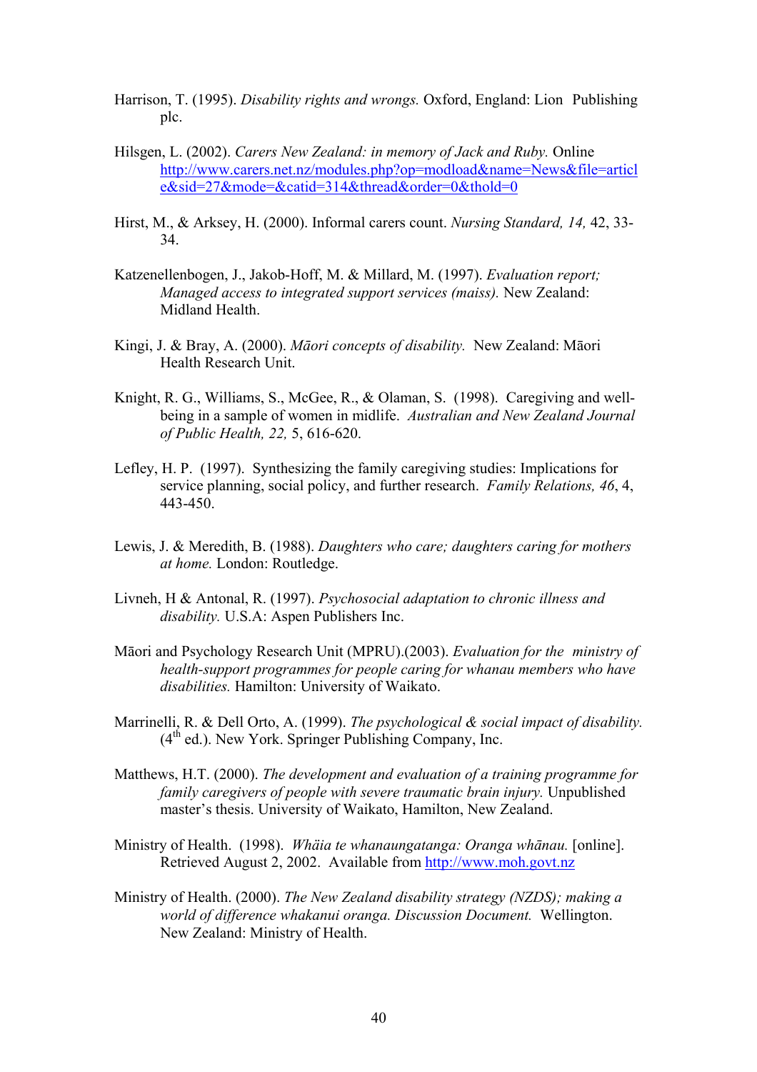Harrison, T. (1995). *Disability rights and wrongs.* Oxford, England: Lion  Publishing plc.

Hilsgen, L. (2002). *Carers New Zealand: in memory of Jack and Ruby.* Online http://www.carers.net.nz/modules.php?op=modload&name=News&file=article&sid=27&mode=&catid=314&thread&order=0&thold=0

Hirst, M., & Arksey, H. (2000). Informal carers count. *Nursing Standard, 14,* 42, 33-34.

Katzenellenbogen, J., Jakob-Hoff, M. & Millard, M. (1997). *Evaluation report; Managed access to integrated support services (maiss).* New Zealand: Midland Health.

Kingi, J. & Bray, A. (2000). *Māori concepts of disability.*  New Zealand: Māori Health Research Unit.

Knight, R. G., Williams, S., McGee, R., & Olaman, S.  (1998).  Caregiving and well-being in a sample of women in midlife.  *Australian and New Zealand Journal of Public Health, 22,* 5, 616-620.

Lefley, H. P.  (1997).  Synthesizing the family caregiving studies: Implications for service planning, social policy, and further research.  *Family Relations, 46*, 4, 443-450.

Lewis, J. & Meredith, B. (1988). *Daughters who care; daughters caring for mothers at home.* London: Routledge.

Livneh, H & Antonal, R. (1997). *Psychosocial adaptation to chronic illness and disability.* U.S.A: Aspen Publishers Inc.

Māori and Psychology Research Unit (MPRU).(2003). *Evaluation for the  ministry of health-support programmes for people caring for whanau members who have disabilities.* Hamilton: University of Waikato.

Marrinelli, R. & Dell Orto, A. (1999). *The psychological & social impact of disability.* (4th ed.). New York. Springer Publishing Company, Inc.

Matthews, H.T. (2000). *The development and evaluation of a training programme for family caregivers of people with severe traumatic brain injury.* Unpublished master's thesis. University of Waikato, Hamilton, New Zealand.

Ministry of Health.  (1998).  *Whäia te whanaungatanga: Oranga whānau.* [online]. Retrieved August 2, 2002.  Available from http://www.moh.govt.nz

Ministry of Health. (2000). *The New Zealand disability strategy (NZDS); making a world of difference whakanui oranga. Discussion Document.*  Wellington. New Zealand: Ministry of Health.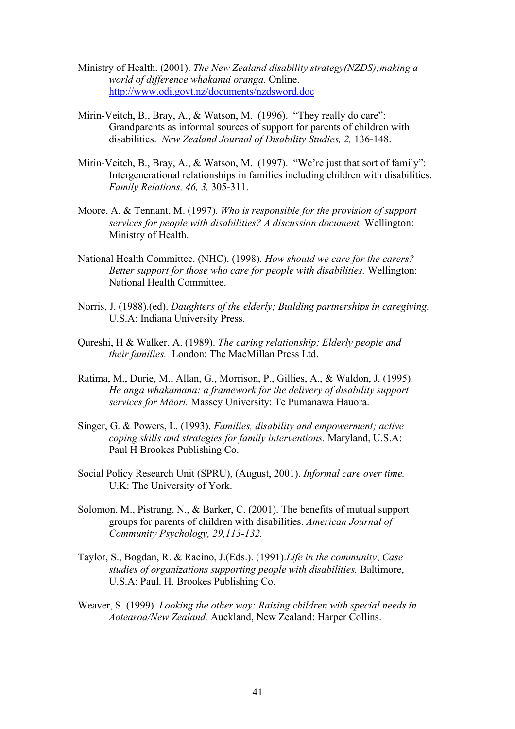Ministry of Health. (2001). *The New Zealand disability strategy(NZDS);making a world of difference whakanui oranga.* Online. http://www.odi.govt.nz/documents/nzdsword.doc

Mirin-Veitch, B., Bray, A., & Watson, M. (1996). "They really do care": Grandparents as informal sources of support for parents of children with disabilities. *New Zealand Journal of Disability Studies, 2,* 136-148.

Mirin-Veitch, B., Bray, A., & Watson, M. (1997). "We're just that sort of family": Intergenerational relationships in families including children with disabilities. *Family Relations, 46, 3,* 305-311.

Moore, A. & Tennant, M. (1997). *Who is responsible for the provision of support services for people with disabilities? A discussion document.* Wellington: Ministry of Health.

National Health Committee. (NHC). (1998). *How should we care for the carers? Better support for those who care for people with disabilities.* Wellington: National Health Committee.

Norris, J. (1988).(ed). *Daughters of the elderly; Building partnerships in caregiving.* U.S.A: Indiana University Press.

Qureshi, H & Walker, A. (1989). *The caring relationship; Elderly people and their families.* London: The MacMillan Press Ltd.

Ratima, M., Durie, M., Allan, G., Morrison, P., Gillies, A., & Waldon, J. (1995). *He anga whakamana: a framework for the delivery of disability support services for Māori.* Massey University: Te Pumanawa Hauora.

Singer, G. & Powers, L. (1993). *Families, disability and empowerment; active coping skills and strategies for family interventions.* Maryland, U.S.A: Paul H Brookes Publishing Co.

Social Policy Research Unit (SPRU), (August, 2001). *Informal care over time.* U.K: The University of York.

Solomon, M., Pistrang, N., & Barker, C. (2001). The benefits of mutual support groups for parents of children with disabilities. *American Journal of Community Psychology, 29,113-132.*

Taylor, S., Bogdan, R. & Racino, J.(Eds.). (1991).*Life in the community*; *Case studies of organizations supporting people with disabilities.* Baltimore, U.S.A: Paul. H. Brookes Publishing Co.

Weaver, S. (1999). *Looking the other way: Raising children with special needs in Aotearoa/New Zealand.* Auckland, New Zealand: Harper Collins.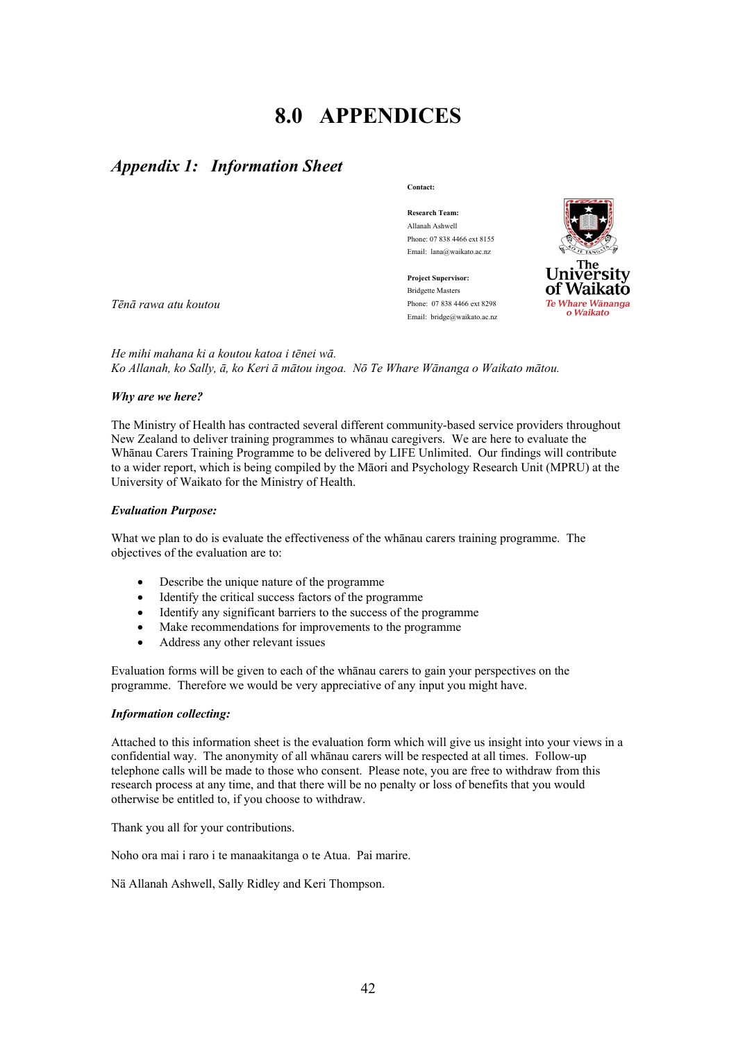# 8.0 APPENDICES

## *Appendix 1: Information Sheet*

**Contact:**

**Research Team:**
Allanah Ashwell
Phone: 07 838 4466 ext 8155
Email: lana@waikato.ac.nz

**Project Supervisor:**
Bridgette Masters
Phone: 07 838 4466 ext 8298
Email: bridge@waikato.ac.nz

The University of Waikato
Te Whare Wānanga o Waikato

*Tēnā rawa atu koutou*

*He mihi mahana ki a koutou katoa i tēnei wā.*
*Ko Allanah, ko Sally, ā, ko Keri ā mātou ingoa. Nō Te Whare Wānanga o Waikato mātou.*

***Why are we here?***

The Ministry of Health has contracted several different community-based service providers throughout New Zealand to deliver training programmes to whānau caregivers. We are here to evaluate the Whānau Carers Training Programme to be delivered by LIFE Unlimited. Our findings will contribute to a wider report, which is being compiled by the Māori and Psychology Research Unit (MPRU) at the University of Waikato for the Ministry of Health.

***Evaluation Purpose:***

What we plan to do is evaluate the effectiveness of the whānau carers training programme. The objectives of the evaluation are to:

- Describe the unique nature of the programme
- Identify the critical success factors of the programme
- Identify any significant barriers to the success of the programme
- Make recommendations for improvements to the programme
- Address any other relevant issues

Evaluation forms will be given to each of the whānau carers to gain your perspectives on the programme. Therefore we would be very appreciative of any input you might have.

***Information collecting:***

Attached to this information sheet is the evaluation form which will give us insight into your views in a confidential way. The anonymity of all whānau carers will be respected at all times. Follow-up telephone calls will be made to those who consent. Please note, you are free to withdraw from this research process at any time, and that there will be no penalty or loss of benefits that you would otherwise be entitled to, if you choose to withdraw.

Thank you all for your contributions.

Noho ora mai i raro i te manaakitanga o te Atua. Pai marire.

Nä Allanah Ashwell, Sally Ridley and Keri Thompson.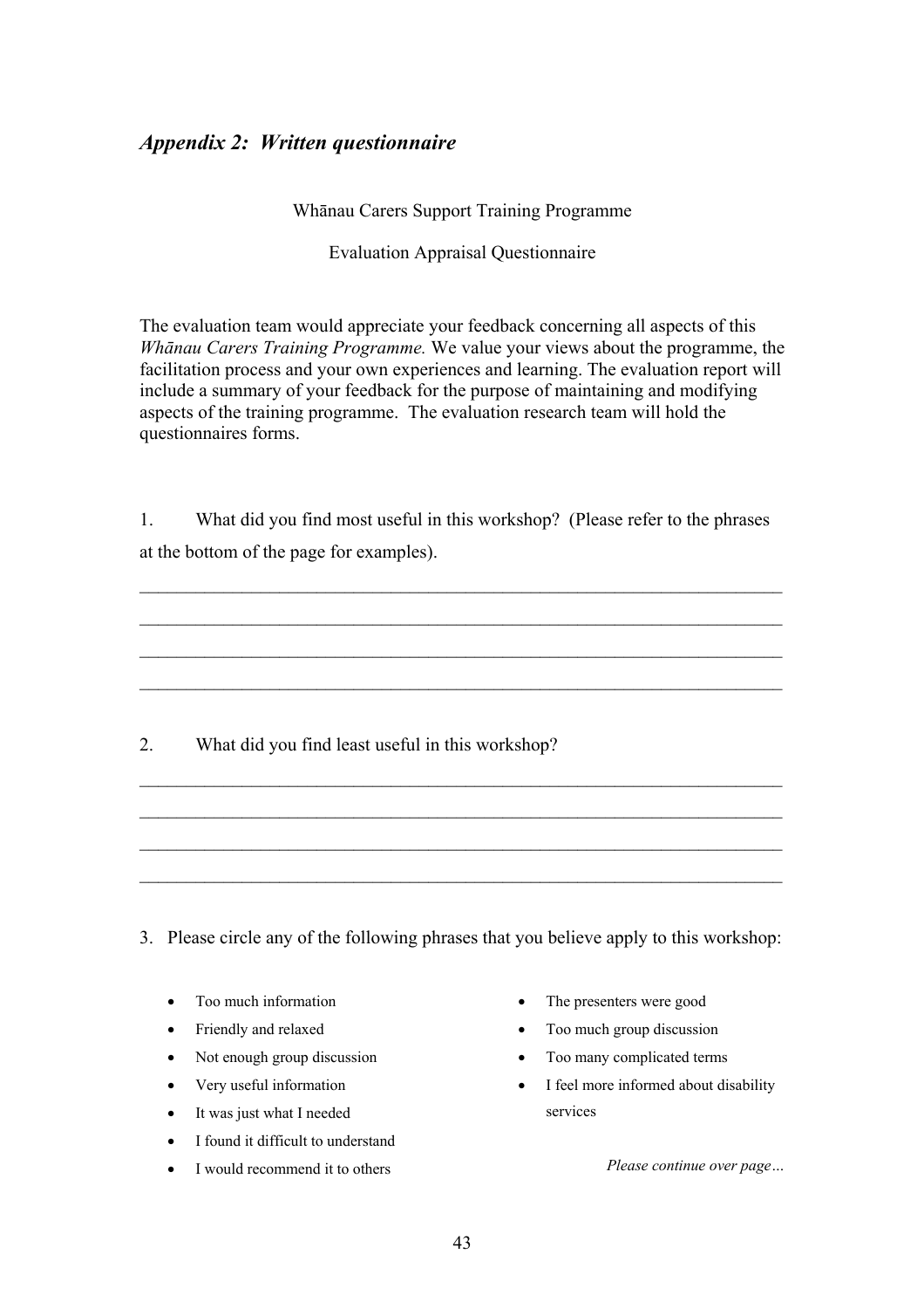## *Appendix 2: Written questionnaire*

Whānau Carers Support Training Programme

Evaluation Appraisal Questionnaire

The evaluation team would appreciate your feedback concerning all aspects of this *Whānau Carers Training Programme.* We value your views about the programme, the facilitation process and your own experiences and learning. The evaluation report will include a summary of your feedback for the purpose of maintaining and modifying aspects of the training programme. The evaluation research team will hold the questionnaires forms.

1. What did you find most useful in this workshop? (Please refer to the phrases at the bottom of the page for examples).

______________________________________________________________________

______________________________________________________________________

______________________________________________________________________

______________________________________________________________________

2. What did you find least useful in this workshop?

______________________________________________________________________

______________________________________________________________________

______________________________________________________________________

______________________________________________________________________

3. Please circle any of the following phrases that you believe apply to this workshop:

- Too much information
- Friendly and relaxed
- Not enough group discussion
- Very useful information
- It was just what I needed
- I found it difficult to understand
- I would recommend it to others
- The presenters were good
- Too much group discussion
- Too many complicated terms
- I feel more informed about disability services

*Please continue over page…*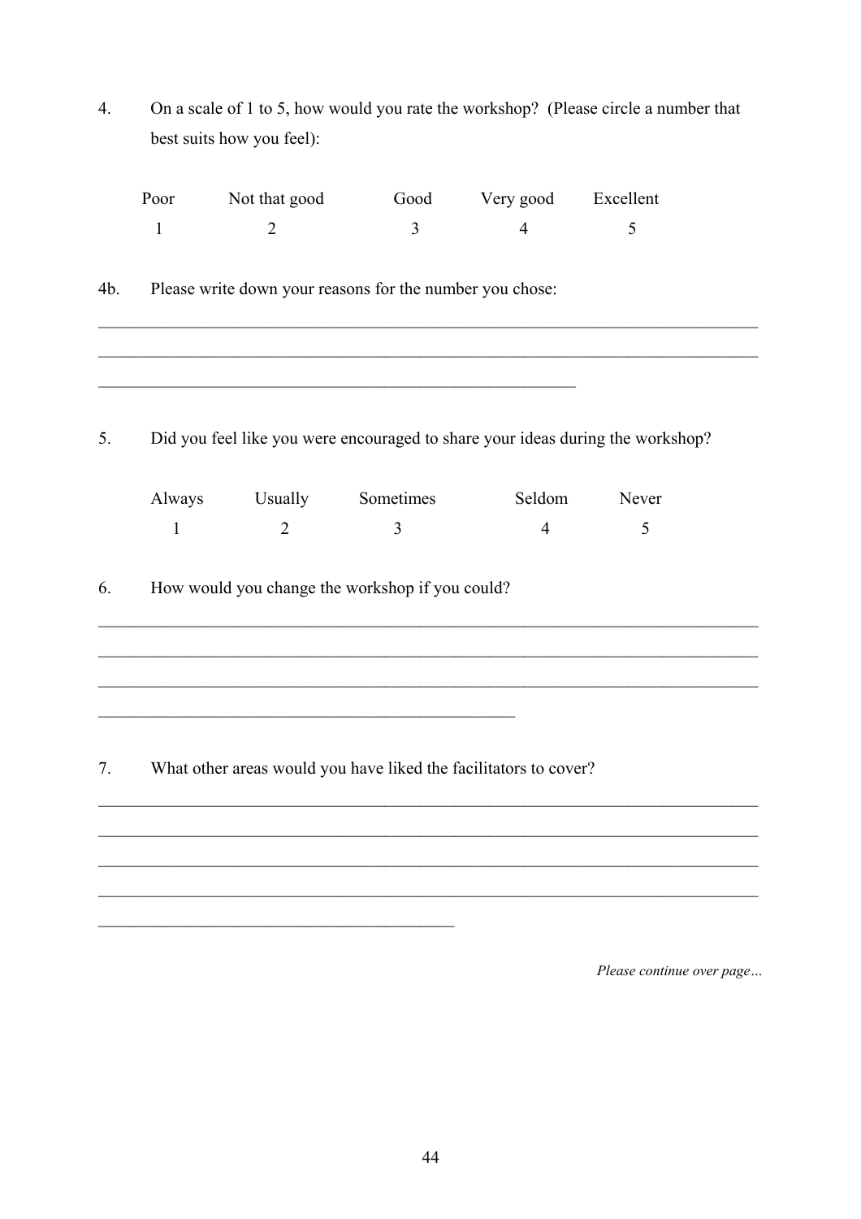4. On a scale of 1 to 5, how would you rate the workshop? (Please circle a number that best suits how you feel):

| Poor | Not that good | Good | Very good | Excellent |
|---|---|---|---|---|
| 1 | 2 | 3 | 4 | 5 |

4b. Please write down your reasons for the number you chose:

______________________________________________________________________________
______________________________________________________________________________
________________________________________________________

5. Did you feel like you were encouraged to share your ideas during the workshop?

| Always | Usually | Sometimes | Seldom | Never |
|---|---|---|---|---|
| 1 | 2 | 3 | 4 | 5 |

6. How would you change the workshop if you could?

______________________________________________________________________________
______________________________________________________________________________
______________________________________________________________________________
_________________________________________________

7. What other areas would you have liked the facilitators to cover?

______________________________________________________________________________
______________________________________________________________________________
______________________________________________________________________________
______________________________________________________________________________
__________________________________________

*Please continue over page…*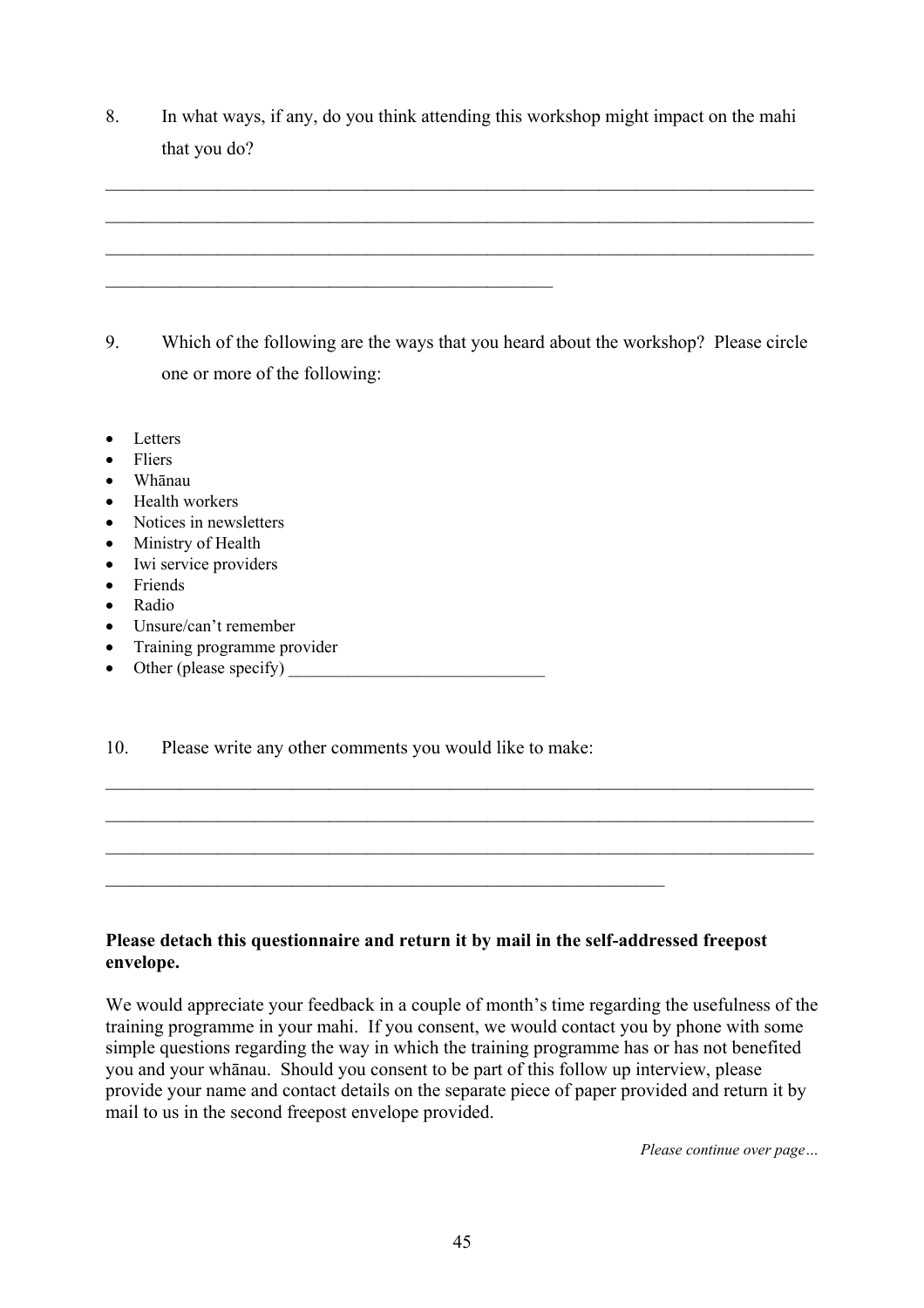8. In what ways, if any, do you think attending this workshop might impact on the mahi that you do?

________________________________________________________________________________
________________________________________________________________________________
________________________________________________________________________________
__________________________________________________

9. Which of the following are the ways that you heard about the workshop? Please circle one or more of the following:

- Letters
- Fliers
- Whānau
- Health workers
- Notices in newsletters
- Ministry of Health
- Iwi service providers
- Friends
- Radio
- Unsure/can't remember
- Training programme provider
- Other (please specify) ______________________________

10. Please write any other comments you would like to make:

________________________________________________________________________________
________________________________________________________________________________
________________________________________________________________________________
______________________________________________________________

**Please detach this questionnaire and return it by mail in the self-addressed freepost envelope.**

We would appreciate your feedback in a couple of month's time regarding the usefulness of the training programme in your mahi. If you consent, we would contact you by phone with some simple questions regarding the way in which the training programme has or has not benefited you and your whānau. Should you consent to be part of this follow up interview, please provide your name and contact details on the separate piece of paper provided and return it by mail to us in the second freepost envelope provided.

*Please continue over page…*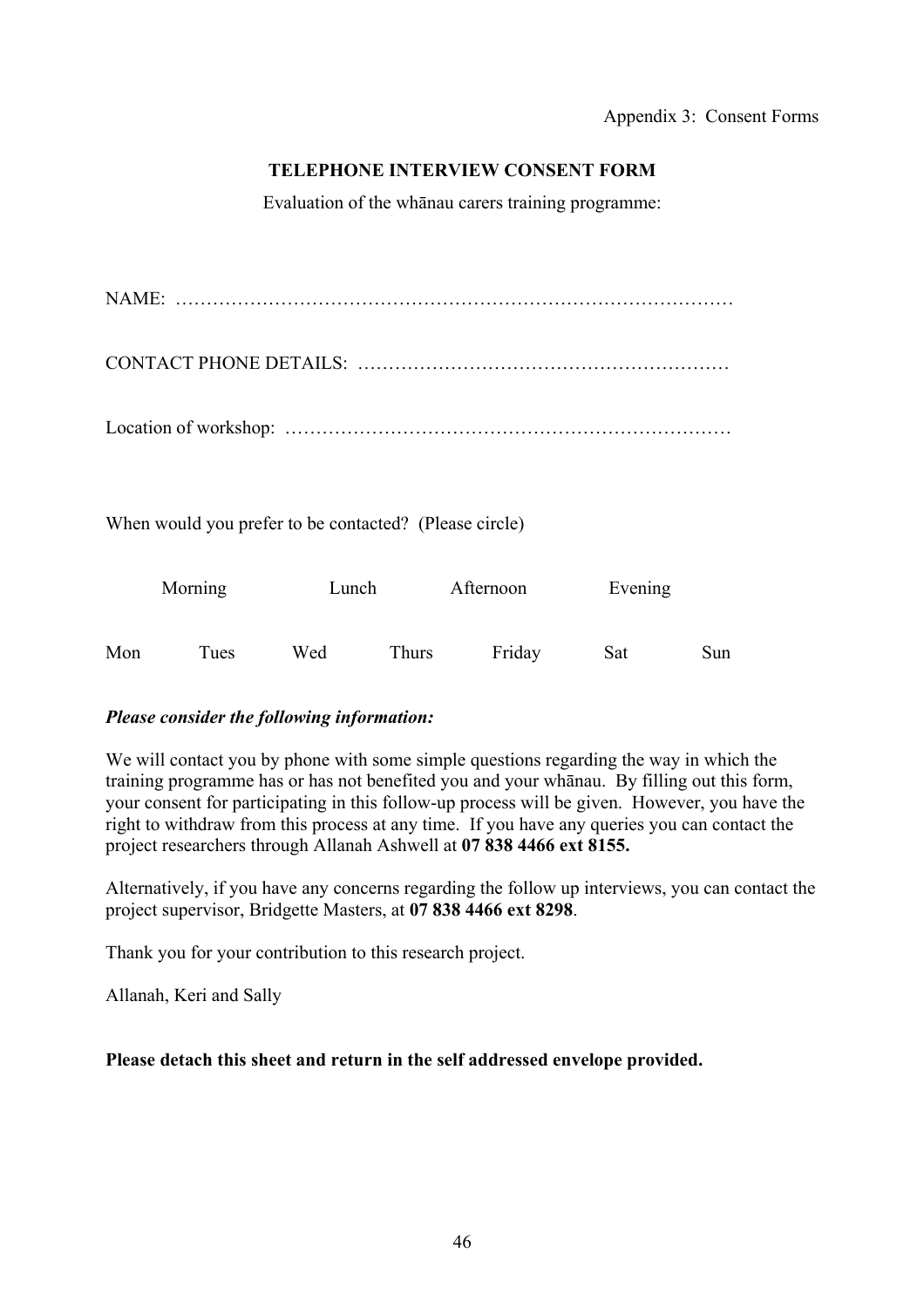Appendix 3: Consent Forms

## TELEPHONE INTERVIEW CONSENT FORM

Evaluation of the whānau carers training programme:

NAME: ………………………………………………………………………………

CONTACT PHONE DETAILS: …………………………………………………

Location of workshop: ………………………………………………………………

When would you prefer to be contacted? (Please circle)

Morning Lunch Afternoon Evening

Mon Tues Wed Thurs Friday Sat Sun

***Please consider the following information:***

We will contact you by phone with some simple questions regarding the way in which the training programme has or has not benefited you and your whānau. By filling out this form, your consent for participating in this follow-up process will be given. However, you have the right to withdraw from this process at any time. If you have any queries you can contact the project researchers through Allanah Ashwell at **07 838 4466 ext 8155.**

Alternatively, if you have any concerns regarding the follow up interviews, you can contact the project supervisor, Bridgette Masters, at **07 838 4466 ext 8298**.

Thank you for your contribution to this research project.

Allanah, Keri and Sally

**Please detach this sheet and return in the self addressed envelope provided.**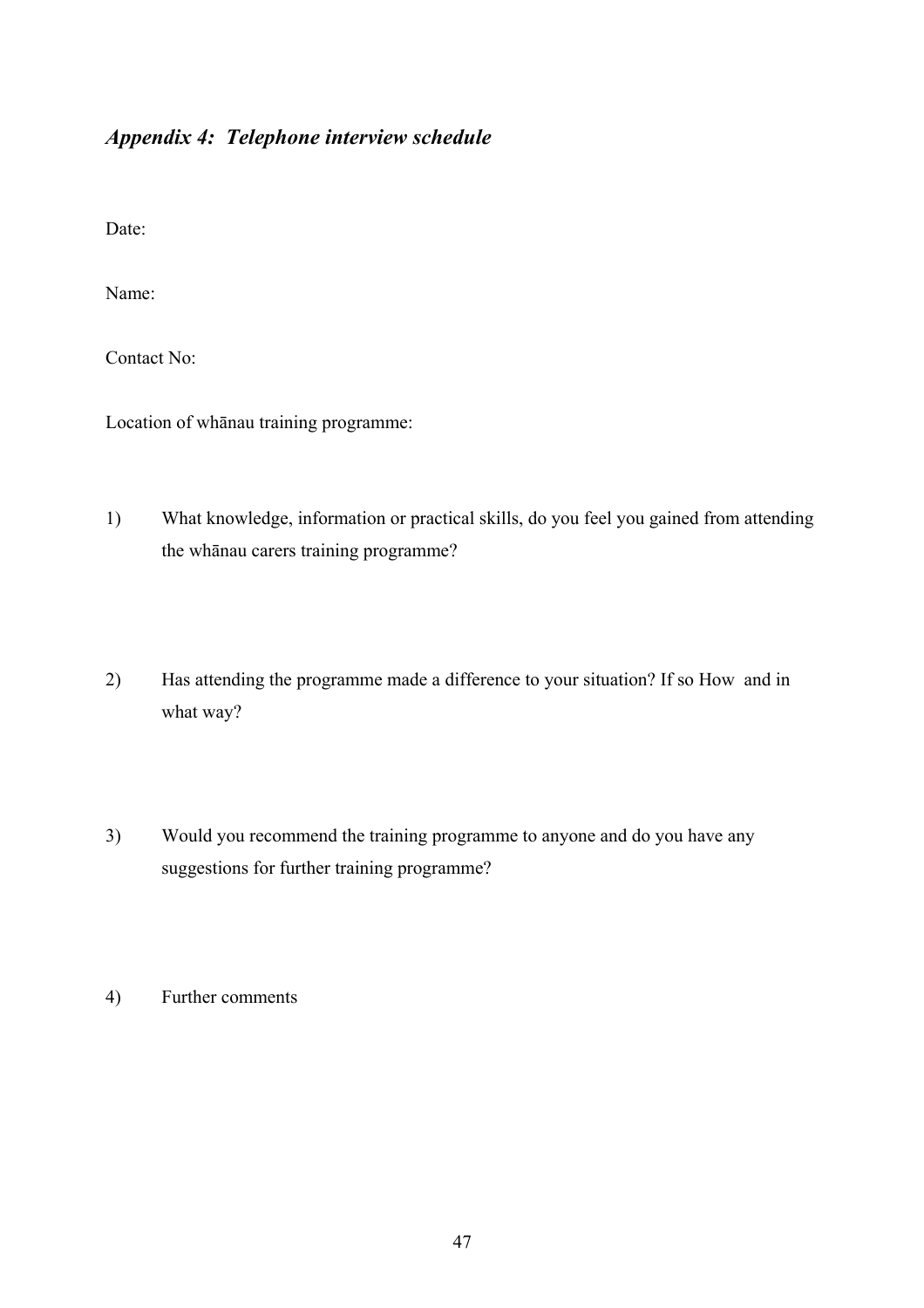## *Appendix 4: Telephone interview schedule*

Date:

Name:

Contact No:

Location of whānau training programme:

1) What knowledge, information or practical skills, do you feel you gained from attending the whānau carers training programme?

2) Has attending the programme made a difference to your situation? If so How and in what way?

3) Would you recommend the training programme to anyone and do you have any suggestions for further training programme?

4) Further comments